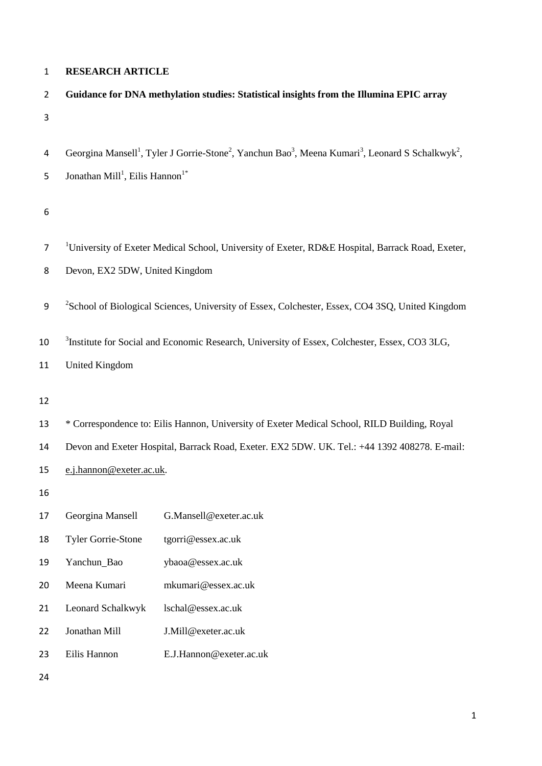**RESEARCH ARTICLE**

# Guidance for DNA methylation studies: Statistical insights from the Illumina EPIC array

Georgina Mansell[1], Tyler J Gorrie-Stone[2], Yanchun Bao[3], Meena Kumari[3], Leonard S Schalkwyk[2], Jonathan Mill[1], Eilis Hannon[1*]

[1]University of Exeter Medical School, University of Exeter, RD&E Hospital, Barrack Road, Exeter, Devon, EX2 5DW, United Kingdom

[2]School of Biological Sciences, University of Essex, Colchester, Essex, CO4 3SQ, United Kingdom

[3]Institute for Social and Economic Research, University of Essex, Colchester, Essex, CO3 3LG, United Kingdom

\* Correspondence to: Eilis Hannon, University of Exeter Medical School, RILD Building, Royal Devon and Exeter Hospital, Barrack Road, Exeter. EX2 5DW. UK. Tel.: +44 1392 408278. E-mail: e.j.hannon@exeter.ac.uk.

| | |
|---|---|
| Georgina Mansell | G.Mansell@exeter.ac.uk |
| Tyler Gorrie-Stone | tgorri@essex.ac.uk |
| Yanchun_Bao | ybaoa@essex.ac.uk |
| Meena Kumari | mkumari@essex.ac.uk |
| Leonard Schalkwyk | lschal@essex.ac.uk |
| Jonathan Mill | J.Mill@exeter.ac.uk |
| Eilis Hannon | E.J.Hannon@exeter.ac.uk |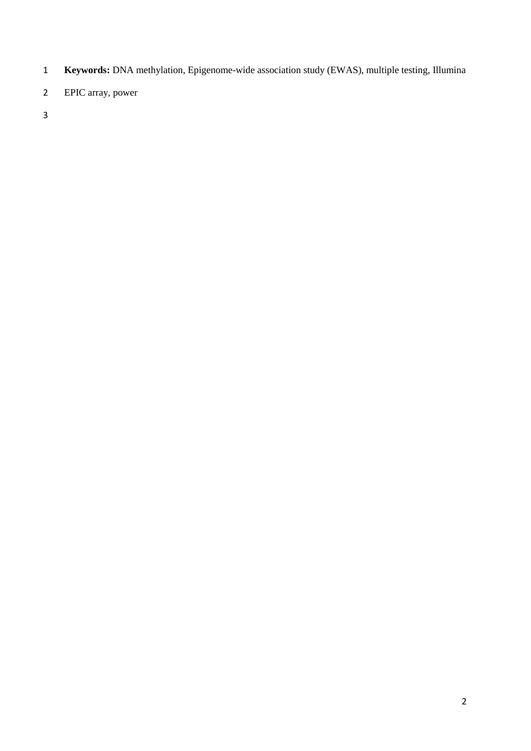**Keywords:** DNA methylation, Epigenome-wide association study (EWAS), multiple testing, Illumina EPIC array, power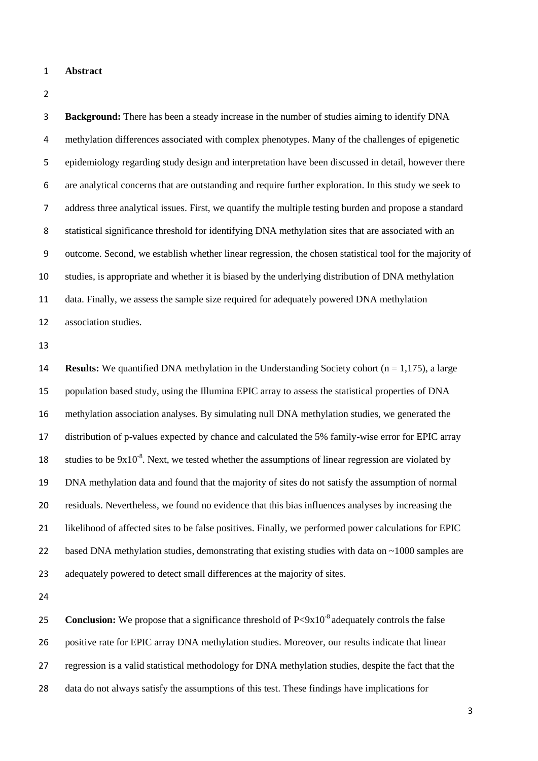# Abstract

**Background:** There has been a steady increase in the number of studies aiming to identify DNA methylation differences associated with complex phenotypes. Many of the challenges of epigenetic epidemiology regarding study design and interpretation have been discussed in detail, however there are analytical concerns that are outstanding and require further exploration. In this study we seek to address three analytical issues. First, we quantify the multiple testing burden and propose a standard statistical significance threshold for identifying DNA methylation sites that are associated with an outcome. Second, we establish whether linear regression, the chosen statistical tool for the majority of studies, is appropriate and whether it is biased by the underlying distribution of DNA methylation data. Finally, we assess the sample size required for adequately powered DNA methylation association studies.

**Results:** We quantified DNA methylation in the Understanding Society cohort (n = 1,175), a large population based study, using the Illumina EPIC array to assess the statistical properties of DNA methylation association analyses. By simulating null DNA methylation studies, we generated the distribution of p-values expected by chance and calculated the 5% family-wise error for EPIC array studies to be $9 \times 10^{-8}$. Next, we tested whether the assumptions of linear regression are violated by DNA methylation data and found that the majority of sites do not satisfy the assumption of normal residuals. Nevertheless, we found no evidence that this bias influences analyses by increasing the likelihood of affected sites to be false positives. Finally, we performed power calculations for EPIC based DNA methylation studies, demonstrating that existing studies with data on ~1000 samples are adequately powered to detect small differences at the majority of sites.

**Conclusion:** We propose that a significance threshold of $P < 9 \times 10^{-8}$ adequately controls the false positive rate for EPIC array DNA methylation studies. Moreover, our results indicate that linear regression is a valid statistical methodology for DNA methylation studies, despite the fact that the data do not always satisfy the assumptions of this test. These findings have implications for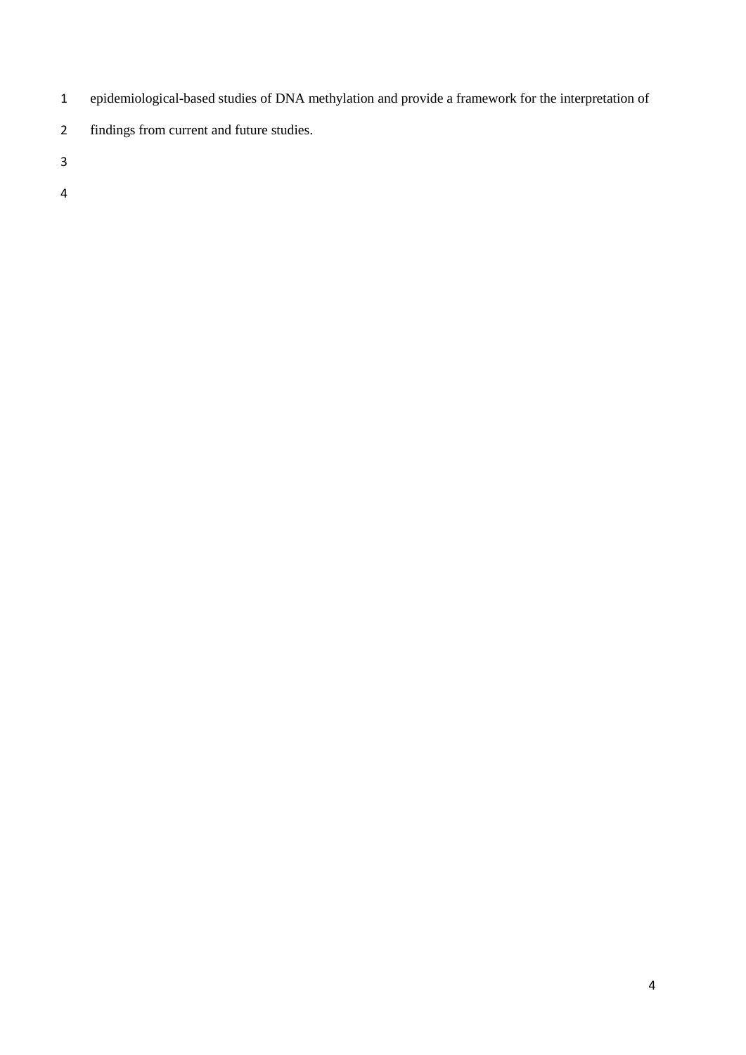epidemiological-based studies of DNA methylation and provide a framework for the interpretation of findings from current and future studies.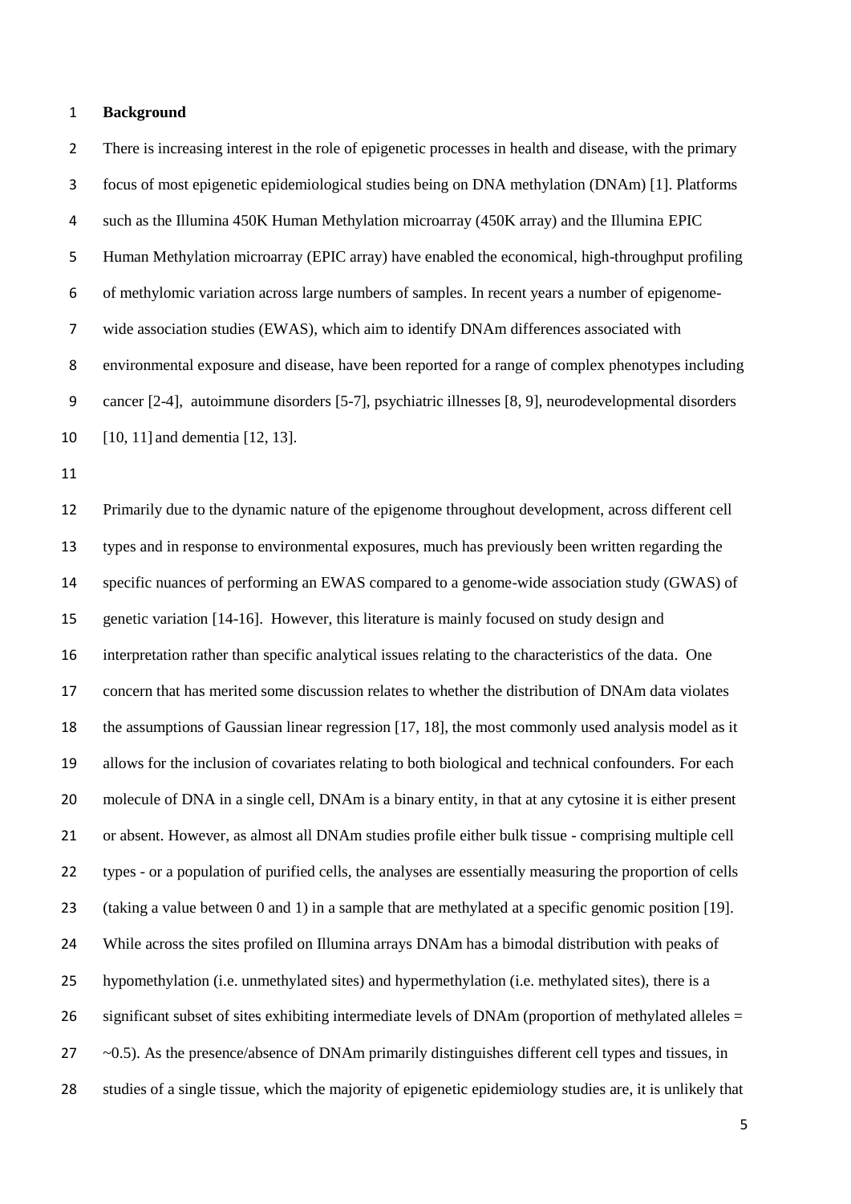## Background

There is increasing interest in the role of epigenetic processes in health and disease, with the primary focus of most epigenetic epidemiological studies being on DNA methylation (DNAm) [1]. Platforms such as the Illumina 450K Human Methylation microarray (450K array) and the Illumina EPIC Human Methylation microarray (EPIC array) have enabled the economical, high-throughput profiling of methylomic variation across large numbers of samples. In recent years a number of epigenome-wide association studies (EWAS), which aim to identify DNAm differences associated with environmental exposure and disease, have been reported for a range of complex phenotypes including cancer [2-4], autoimmune disorders [5-7], psychiatric illnesses [8, 9], neurodevelopmental disorders [10, 11] and dementia [12, 13].

Primarily due to the dynamic nature of the epigenome throughout development, across different cell types and in response to environmental exposures, much has previously been written regarding the specific nuances of performing an EWAS compared to a genome-wide association study (GWAS) of genetic variation [14-16]. However, this literature is mainly focused on study design and interpretation rather than specific analytical issues relating to the characteristics of the data. One concern that has merited some discussion relates to whether the distribution of DNAm data violates the assumptions of Gaussian linear regression [17, 18], the most commonly used analysis model as it allows for the inclusion of covariates relating to both biological and technical confounders. For each molecule of DNA in a single cell, DNAm is a binary entity, in that at any cytosine it is either present or absent. However, as almost all DNAm studies profile either bulk tissue - comprising multiple cell types - or a population of purified cells, the analyses are essentially measuring the proportion of cells (taking a value between 0 and 1) in a sample that are methylated at a specific genomic position [19]. While across the sites profiled on Illumina arrays DNAm has a bimodal distribution with peaks of hypomethylation (i.e. unmethylated sites) and hypermethylation (i.e. methylated sites), there is a significant subset of sites exhibiting intermediate levels of DNAm (proportion of methylated alleles = ~0.5). As the presence/absence of DNAm primarily distinguishes different cell types and tissues, in studies of a single tissue, which the majority of epigenetic epidemiology studies are, it is unlikely that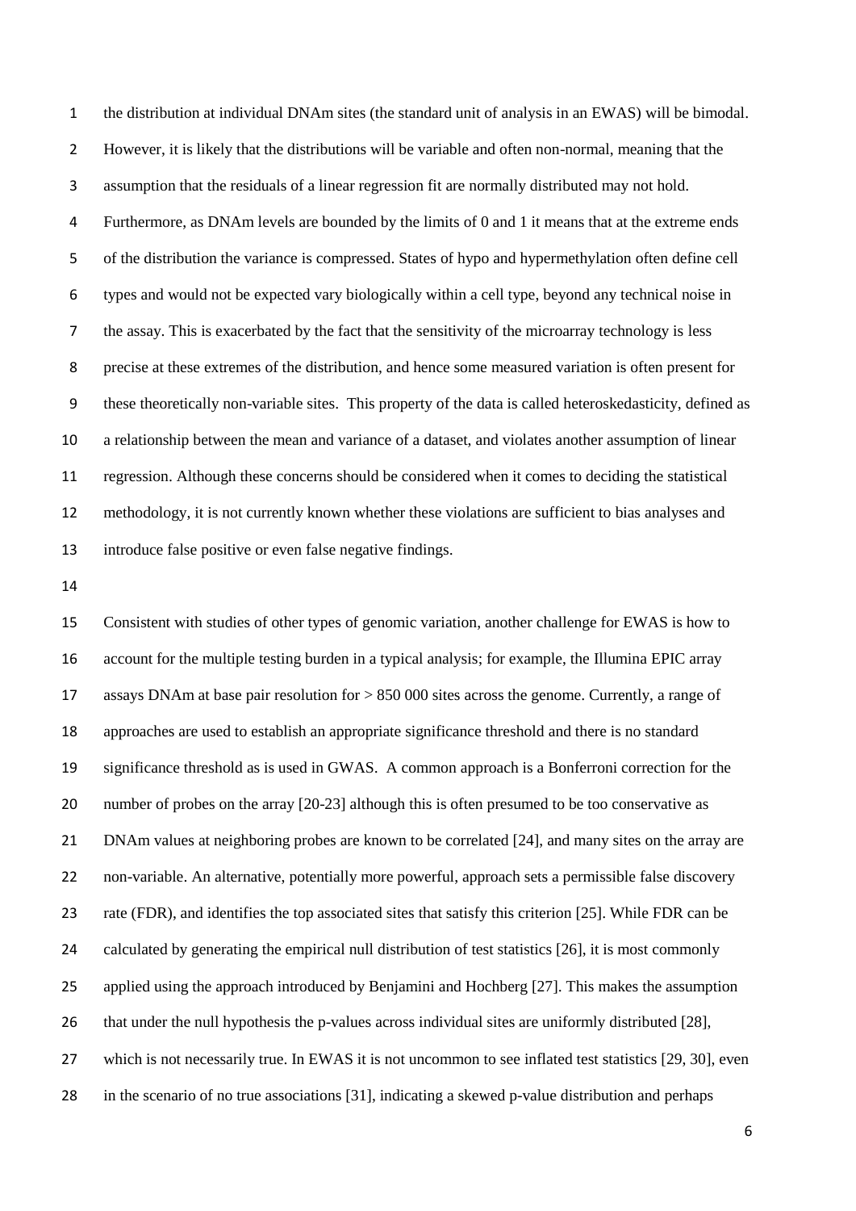the distribution at individual DNAm sites (the standard unit of analysis in an EWAS) will be bimodal. However, it is likely that the distributions will be variable and often non-normal, meaning that the assumption that the residuals of a linear regression fit are normally distributed may not hold. Furthermore, as DNAm levels are bounded by the limits of 0 and 1 it means that at the extreme ends of the distribution the variance is compressed. States of hypo and hypermethylation often define cell types and would not be expected vary biologically within a cell type, beyond any technical noise in the assay. This is exacerbated by the fact that the sensitivity of the microarray technology is less precise at these extremes of the distribution, and hence some measured variation is often present for these theoretically non-variable sites. This property of the data is called heteroskedasticity, defined as a relationship between the mean and variance of a dataset, and violates another assumption of linear regression. Although these concerns should be considered when it comes to deciding the statistical methodology, it is not currently known whether these violations are sufficient to bias analyses and introduce false positive or even false negative findings.

Consistent with studies of other types of genomic variation, another challenge for EWAS is how to account for the multiple testing burden in a typical analysis; for example, the Illumina EPIC array assays DNAm at base pair resolution for > 850 000 sites across the genome. Currently, a range of approaches are used to establish an appropriate significance threshold and there is no standard significance threshold as is used in GWAS. A common approach is a Bonferroni correction for the number of probes on the array [20-23] although this is often presumed to be too conservative as DNAm values at neighboring probes are known to be correlated [24], and many sites on the array are non-variable. An alternative, potentially more powerful, approach sets a permissible false discovery rate (FDR), and identifies the top associated sites that satisfy this criterion [25]. While FDR can be calculated by generating the empirical null distribution of test statistics [26], it is most commonly applied using the approach introduced by Benjamini and Hochberg [27]. This makes the assumption that under the null hypothesis the p-values across individual sites are uniformly distributed [28], which is not necessarily true. In EWAS it is not uncommon to see inflated test statistics [29, 30], even in the scenario of no true associations [31], indicating a skewed p-value distribution and perhaps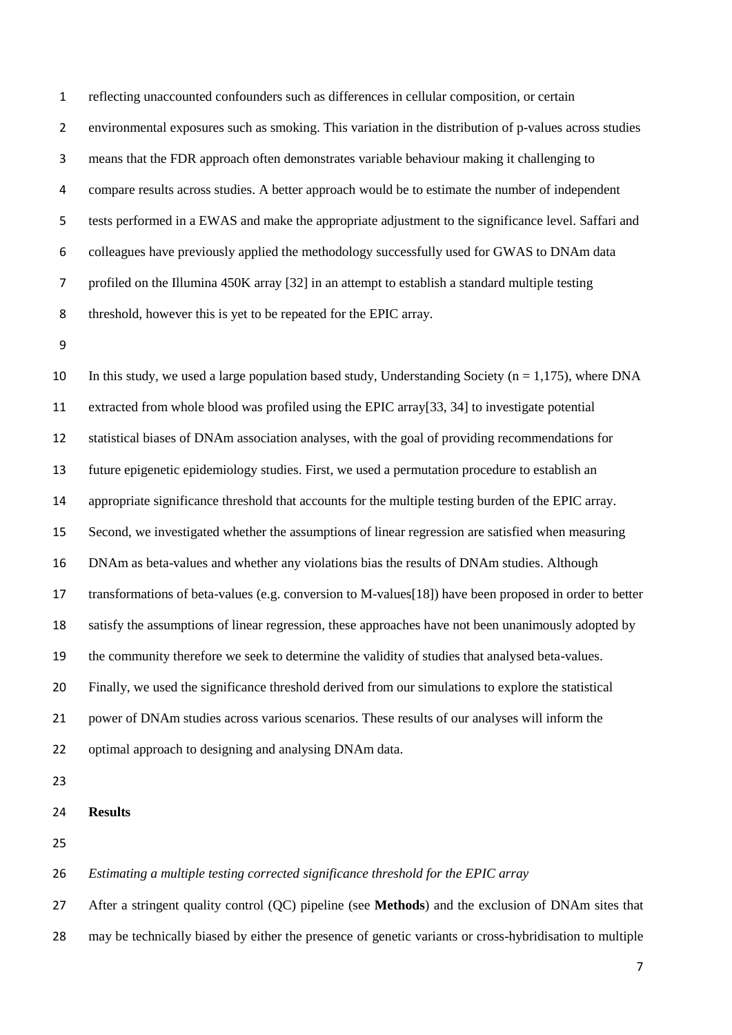reflecting unaccounted confounders such as differences in cellular composition, or certain environmental exposures such as smoking. This variation in the distribution of p-values across studies means that the FDR approach often demonstrates variable behaviour making it challenging to compare results across studies. A better approach would be to estimate the number of independent tests performed in a EWAS and make the appropriate adjustment to the significance level. Saffari and colleagues have previously applied the methodology successfully used for GWAS to DNAm data profiled on the Illumina 450K array [32] in an attempt to establish a standard multiple testing threshold, however this is yet to be repeated for the EPIC array.

In this study, we used a large population based study, Understanding Society (n = 1,175), where DNA extracted from whole blood was profiled using the EPIC array[33, 34] to investigate potential statistical biases of DNAm association analyses, with the goal of providing recommendations for future epigenetic epidemiology studies. First, we used a permutation procedure to establish an appropriate significance threshold that accounts for the multiple testing burden of the EPIC array. Second, we investigated whether the assumptions of linear regression are satisfied when measuring DNAm as beta-values and whether any violations bias the results of DNAm studies. Although transformations of beta-values (e.g. conversion to M-values[18]) have been proposed in order to better satisfy the assumptions of linear regression, these approaches have not been unanimously adopted by the community therefore we seek to determine the validity of studies that analysed beta-values. Finally, we used the significance threshold derived from our simulations to explore the statistical power of DNAm studies across various scenarios. These results of our analyses will inform the optimal approach to designing and analysing DNAm data.

## Results

*Estimating a multiple testing corrected significance threshold for the EPIC array*

After a stringent quality control (QC) pipeline (see **Methods**) and the exclusion of DNAm sites that may be technically biased by either the presence of genetic variants or cross-hybridisation to multiple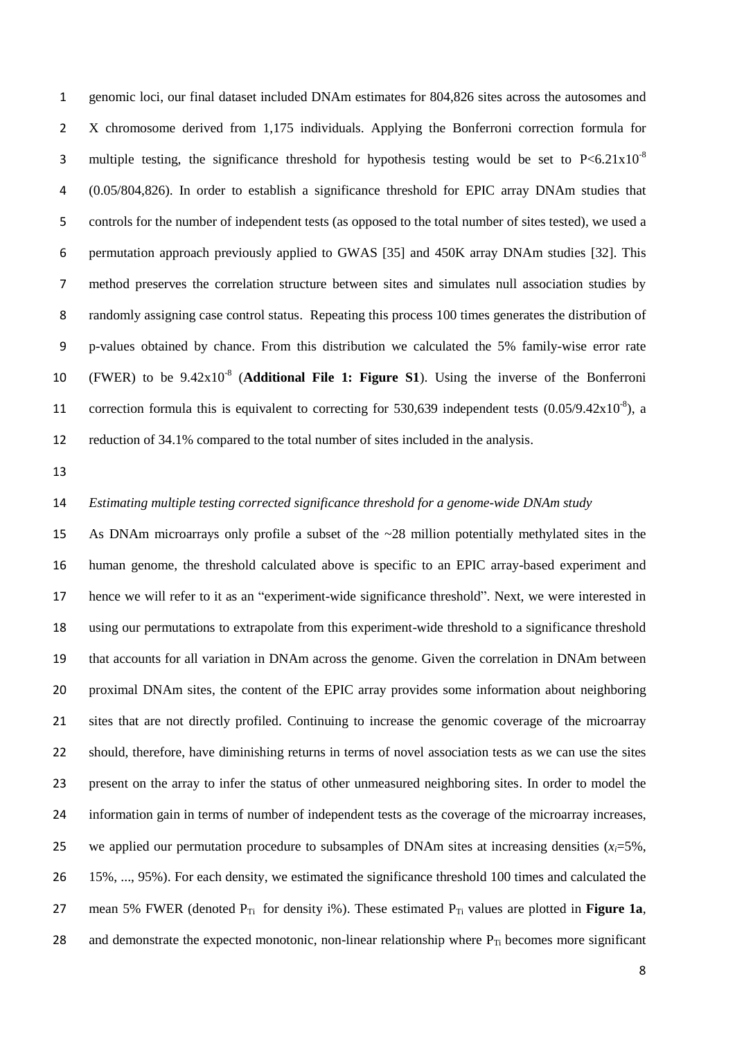genomic loci, our final dataset included DNAm estimates for 804,826 sites across the autosomes and X chromosome derived from 1,175 individuals. Applying the Bonferroni correction formula for multiple testing, the significance threshold for hypothesis testing would be set to $P<6.21 \times 10^{-8}$ (0.05/804,826). In order to establish a significance threshold for EPIC array DNAm studies that controls for the number of independent tests (as opposed to the total number of sites tested), we used a permutation approach previously applied to GWAS [35] and 450K array DNAm studies [32]. This method preserves the correlation structure between sites and simulates null association studies by randomly assigning case control status. Repeating this process 100 times generates the distribution of p-values obtained by chance. From this distribution we calculated the 5% family-wise error rate (FWER) to be $9.42 \times 10^{-8}$ (**Additional File 1: Figure S1**). Using the inverse of the Bonferroni correction formula this is equivalent to correcting for 530,639 independent tests ($0.05/9.42 \times 10^{-8}$), a reduction of 34.1% compared to the total number of sites included in the analysis.

*Estimating multiple testing corrected significance threshold for a genome-wide DNAm study*

As DNAm microarrays only profile a subset of the ~28 million potentially methylated sites in the human genome, the threshold calculated above is specific to an EPIC array-based experiment and hence we will refer to it as an "experiment-wide significance threshold". Next, we were interested in using our permutations to extrapolate from this experiment-wide threshold to a significance threshold that accounts for all variation in DNAm across the genome. Given the correlation in DNAm between proximal DNAm sites, the content of the EPIC array provides some information about neighboring sites that are not directly profiled. Continuing to increase the genomic coverage of the microarray should, therefore, have diminishing returns in terms of novel association tests as we can use the sites present on the array to infer the status of other unmeasured neighboring sites. In order to model the information gain in terms of number of independent tests as the coverage of the microarray increases, we applied our permutation procedure to subsamples of DNAm sites at increasing densities ($x_i$=5%, 15%, ..., 95%). For each density, we estimated the significance threshold 100 times and calculated the mean 5% FWER (denoted $P_{Ti}$ for density i%). These estimated $P_{Ti}$ values are plotted in **Figure 1a**, and demonstrate the expected monotonic, non-linear relationship where $P_{Ti}$ becomes more significant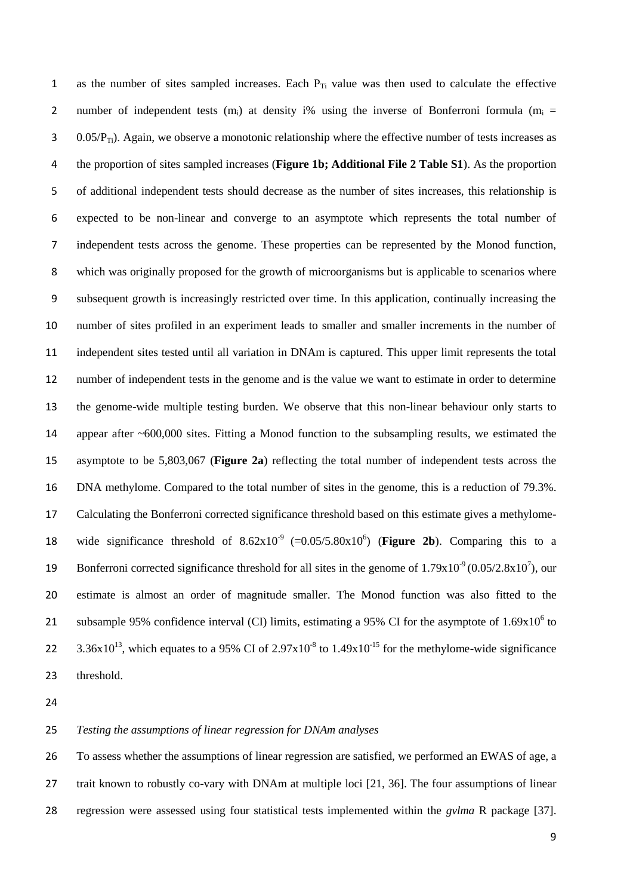as the number of sites sampled increases. Each $P_{Ti}$ value was then used to calculate the effective number of independent tests ($m_i$) at density i% using the inverse of Bonferroni formula ($m_i = 0.05/P_{Ti}$). Again, we observe a monotonic relationship where the effective number of tests increases as the proportion of sites sampled increases (**Figure 1b; Additional File 2 Table S1**). As the proportion of additional independent tests should decrease as the number of sites increases, this relationship is expected to be non-linear and converge to an asymptote which represents the total number of independent tests across the genome. These properties can be represented by the Monod function, which was originally proposed for the growth of microorganisms but is applicable to scenarios where subsequent growth is increasingly restricted over time. In this application, continually increasing the number of sites profiled in an experiment leads to smaller and smaller increments in the number of independent sites tested until all variation in DNAm is captured. This upper limit represents the total number of independent tests in the genome and is the value we want to estimate in order to determine the genome-wide multiple testing burden. We observe that this non-linear behaviour only starts to appear after ~600,000 sites. Fitting a Monod function to the subsampling results, we estimated the asymptote to be 5,803,067 (**Figure 2a**) reflecting the total number of independent tests across the DNA methylome. Compared to the total number of sites in the genome, this is a reduction of 79.3%. Calculating the Bonferroni corrected significance threshold based on this estimate gives a methylome-wide significance threshold of $8.62 \times 10^{-9}$ ($=0.05/5.80 \times 10^{6}$) (**Figure 2b**). Comparing this to a Bonferroni corrected significance threshold for all sites in the genome of $1.79 \times 10^{-9}$ ($0.05/2.8 \times 10^{7}$), our estimate is almost an order of magnitude smaller. The Monod function was also fitted to the subsample 95% confidence interval (CI) limits, estimating a 95% CI for the asymptote of $1.69 \times 10^{6}$ to $3.36 \times 10^{13}$, which equates to a 95% CI of $2.97 \times 10^{-8}$ to $1.49 \times 10^{-15}$ for the methylome-wide significance threshold.

*Testing the assumptions of linear regression for DNAm analyses*

To assess whether the assumptions of linear regression are satisfied, we performed an EWAS of age, a trait known to robustly co-vary with DNAm at multiple loci [21, 36]. The four assumptions of linear regression were assessed using four statistical tests implemented within the *gvlma* R package [37].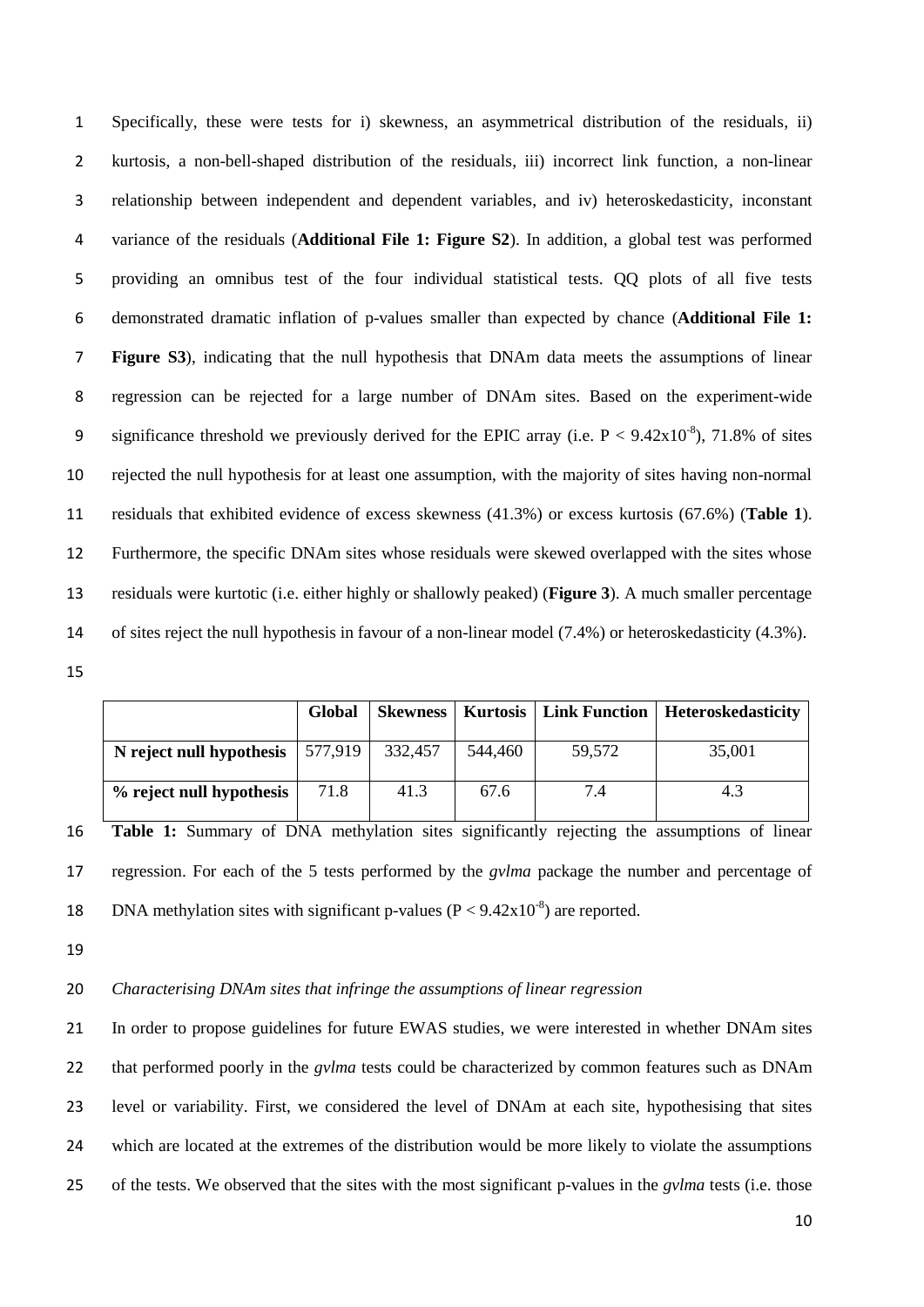Specifically, these were tests for i) skewness, an asymmetrical distribution of the residuals, ii) kurtosis, a non-bell-shaped distribution of the residuals, iii) incorrect link function, a non-linear relationship between independent and dependent variables, and iv) heteroskedasticity, inconstant variance of the residuals (**Additional File 1: Figure S2**). In addition, a global test was performed providing an omnibus test of the four individual statistical tests. QQ plots of all five tests demonstrated dramatic inflation of p-values smaller than expected by chance (**Additional File 1: Figure S3**), indicating that the null hypothesis that DNAm data meets the assumptions of linear regression can be rejected for a large number of DNAm sites. Based on the experiment-wide significance threshold we previously derived for the EPIC array (i.e. $P < 9.42 \times 10^{-8}$), 71.8% of sites rejected the null hypothesis for at least one assumption, with the majority of sites having non-normal residuals that exhibited evidence of excess skewness (41.3%) or excess kurtosis (67.6%) (**Table 1**). Furthermore, the specific DNAm sites whose residuals were skewed overlapped with the sites whose residuals were kurtotic (i.e. either highly or shallowly peaked) (**Figure 3**). A much smaller percentage of sites reject the null hypothesis in favour of a non-linear model (7.4%) or heteroskedasticity (4.3%).

| | Global | Skewness | Kurtosis | Link Function | Heteroskedasticity |
|---|---|---|---|---|---|
| **N reject null hypothesis** | 577,919 | 332,457 | 544,460 | 59,572 | 35,001 |
| **% reject null hypothesis** | 71.8 | 41.3 | 67.6 | 7.4 | 4.3 |

**Table 1:** Summary of DNA methylation sites significantly rejecting the assumptions of linear regression. For each of the 5 tests performed by the *gvlma* package the number and percentage of DNA methylation sites with significant p-values ($P < 9.42 \times 10^{-8}$) are reported.

*Characterising DNAm sites that infringe the assumptions of linear regression*

In order to propose guidelines for future EWAS studies, we were interested in whether DNAm sites that performed poorly in the *gvlma* tests could be characterized by common features such as DNAm level or variability. First, we considered the level of DNAm at each site, hypothesising that sites which are located at the extremes of the distribution would be more likely to violate the assumptions of the tests. We observed that the sites with the most significant p-values in the *gvlma* tests (i.e. those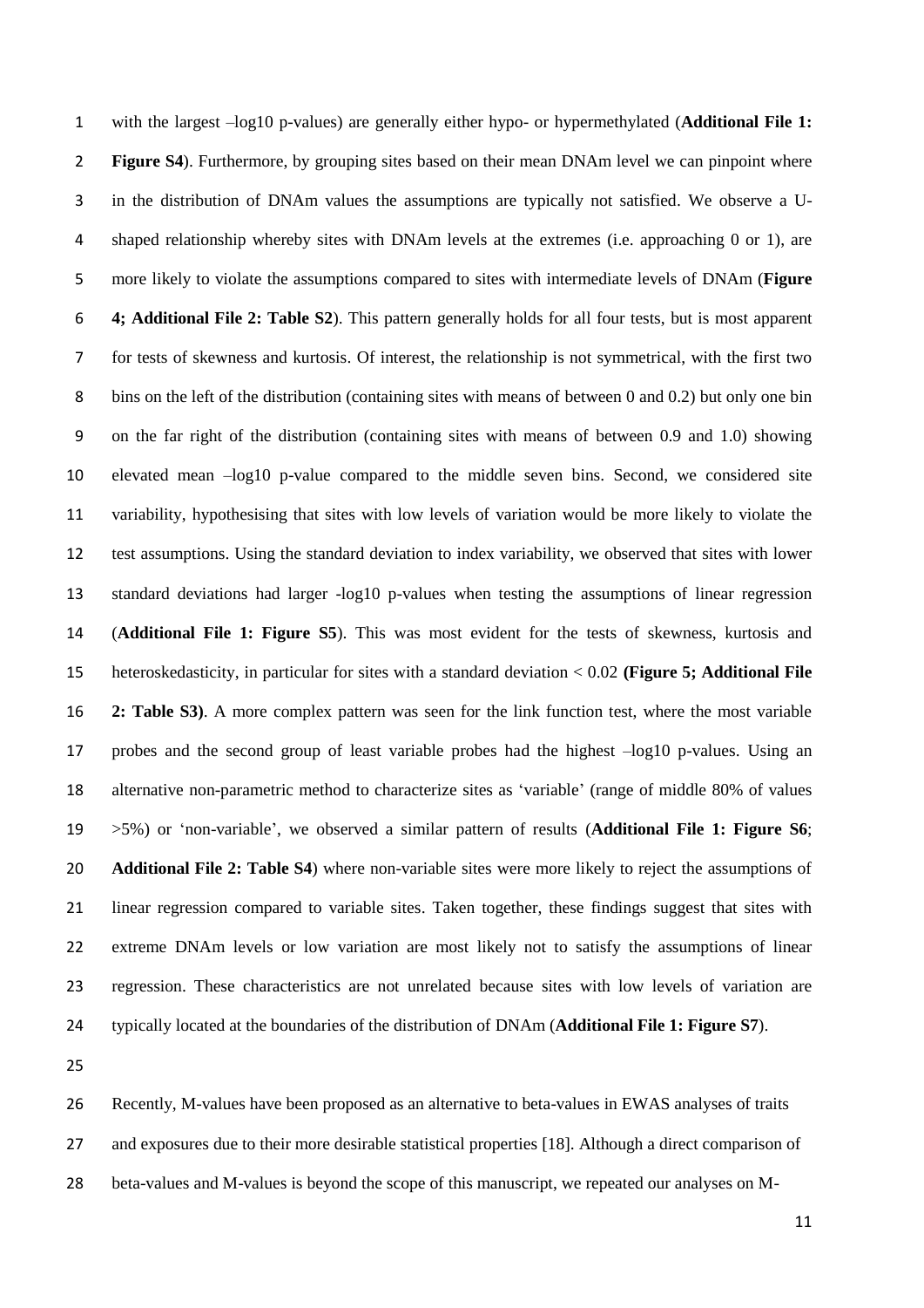with the largest –log10 p-values) are generally either hypo- or hypermethylated (**Additional File 1: Figure S4**). Furthermore, by grouping sites based on their mean DNAm level we can pinpoint where in the distribution of DNAm values the assumptions are typically not satisfied. We observe a U-shaped relationship whereby sites with DNAm levels at the extremes (i.e. approaching 0 or 1), are more likely to violate the assumptions compared to sites with intermediate levels of DNAm (**Figure 4; Additional File 2: Table S2**). This pattern generally holds for all four tests, but is most apparent for tests of skewness and kurtosis. Of interest, the relationship is not symmetrical, with the first two bins on the left of the distribution (containing sites with means of between 0 and 0.2) but only one bin on the far right of the distribution (containing sites with means of between 0.9 and 1.0) showing elevated mean –log10 p-value compared to the middle seven bins. Second, we considered site variability, hypothesising that sites with low levels of variation would be more likely to violate the test assumptions. Using the standard deviation to index variability, we observed that sites with lower standard deviations had larger -log10 p-values when testing the assumptions of linear regression (**Additional File 1: Figure S5**). This was most evident for the tests of skewness, kurtosis and heteroskedasticity, in particular for sites with a standard deviation < 0.02 **(Figure 5; Additional File 2: Table S3)**. A more complex pattern was seen for the link function test, where the most variable probes and the second group of least variable probes had the highest –log10 p-values. Using an alternative non-parametric method to characterize sites as 'variable' (range of middle 80% of values >5%) or 'non-variable', we observed a similar pattern of results (**Additional File 1: Figure S6**; **Additional File 2: Table S4**) where non-variable sites were more likely to reject the assumptions of linear regression compared to variable sites. Taken together, these findings suggest that sites with extreme DNAm levels or low variation are most likely not to satisfy the assumptions of linear regression. These characteristics are not unrelated because sites with low levels of variation are typically located at the boundaries of the distribution of DNAm (**Additional File 1: Figure S7**).

Recently, M-values have been proposed as an alternative to beta-values in EWAS analyses of traits and exposures due to their more desirable statistical properties [18]. Although a direct comparison of beta-values and M-values is beyond the scope of this manuscript, we repeated our analyses on M-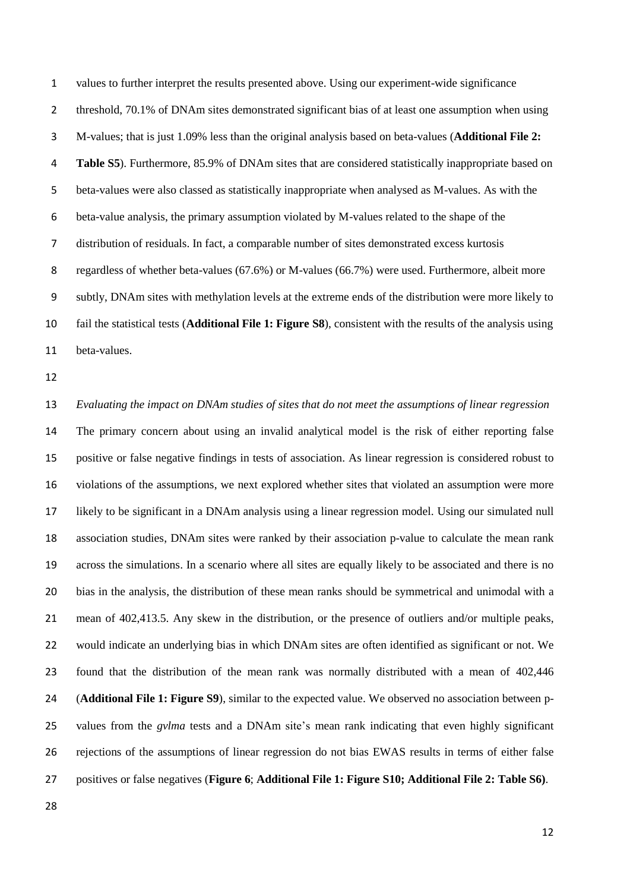values to further interpret the results presented above. Using our experiment-wide significance threshold, 70.1% of DNAm sites demonstrated significant bias of at least one assumption when using M-values; that is just 1.09% less than the original analysis based on beta-values (**Additional File 2: Table S5**). Furthermore, 85.9% of DNAm sites that are considered statistically inappropriate based on beta-values were also classed as statistically inappropriate when analysed as M-values. As with the beta-value analysis, the primary assumption violated by M-values related to the shape of the distribution of residuals. In fact, a comparable number of sites demonstrated excess kurtosis regardless of whether beta-values (67.6%) or M-values (66.7%) were used. Furthermore, albeit more subtly, DNAm sites with methylation levels at the extreme ends of the distribution were more likely to fail the statistical tests (**Additional File 1: Figure S8**), consistent with the results of the analysis using beta-values.

*Evaluating the impact on DNAm studies of sites that do not meet the assumptions of linear regression*

The primary concern about using an invalid analytical model is the risk of either reporting false positive or false negative findings in tests of association. As linear regression is considered robust to violations of the assumptions, we next explored whether sites that violated an assumption were more likely to be significant in a DNAm analysis using a linear regression model. Using our simulated null association studies, DNAm sites were ranked by their association p-value to calculate the mean rank across the simulations. In a scenario where all sites are equally likely to be associated and there is no bias in the analysis, the distribution of these mean ranks should be symmetrical and unimodal with a mean of 402,413.5. Any skew in the distribution, or the presence of outliers and/or multiple peaks, would indicate an underlying bias in which DNAm sites are often identified as significant or not. We found that the distribution of the mean rank was normally distributed with a mean of 402,446 (**Additional File 1: Figure S9**), similar to the expected value. We observed no association between p-values from the *gvlma* tests and a DNAm site's mean rank indicating that even highly significant rejections of the assumptions of linear regression do not bias EWAS results in terms of either false positives or false negatives (**Figure 6**; **Additional File 1: Figure S10; Additional File 2: Table S6)**.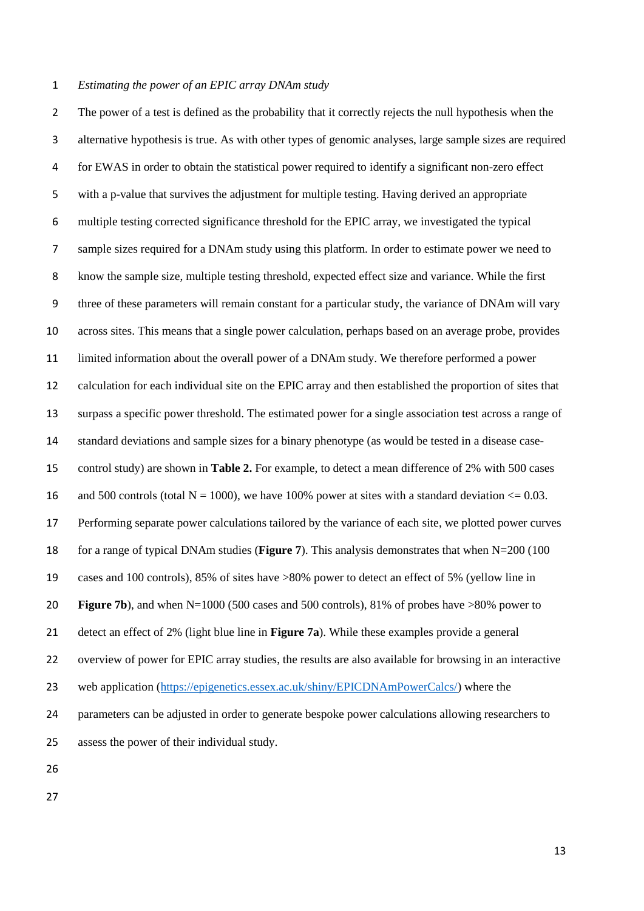*Estimating the power of an EPIC array DNAm study*

The power of a test is defined as the probability that it correctly rejects the null hypothesis when the alternative hypothesis is true. As with other types of genomic analyses, large sample sizes are required for EWAS in order to obtain the statistical power required to identify a significant non-zero effect with a p-value that survives the adjustment for multiple testing. Having derived an appropriate multiple testing corrected significance threshold for the EPIC array, we investigated the typical sample sizes required for a DNAm study using this platform. In order to estimate power we need to know the sample size, multiple testing threshold, expected effect size and variance. While the first three of these parameters will remain constant for a particular study, the variance of DNAm will vary across sites. This means that a single power calculation, perhaps based on an average probe, provides limited information about the overall power of a DNAm study. We therefore performed a power calculation for each individual site on the EPIC array and then established the proportion of sites that surpass a specific power threshold. The estimated power for a single association test across a range of standard deviations and sample sizes for a binary phenotype (as would be tested in a disease case-control study) are shown in **Table 2.** For example, to detect a mean difference of 2% with 500 cases and 500 controls (total N = 1000), we have 100% power at sites with a standard deviation <= 0.03. Performing separate power calculations tailored by the variance of each site, we plotted power curves for a range of typical DNAm studies (**Figure 7**). This analysis demonstrates that when N=200 (100 cases and 100 controls), 85% of sites have >80% power to detect an effect of 5% (yellow line in **Figure 7b**), and when N=1000 (500 cases and 500 controls), 81% of probes have >80% power to detect an effect of 2% (light blue line in **Figure 7a**). While these examples provide a general overview of power for EPIC array studies, the results are also available for browsing in an interactive web application (https://epigenetics.essex.ac.uk/shiny/EPICDNAmPowerCalcs/) where the parameters can be adjusted in order to generate bespoke power calculations allowing researchers to assess the power of their individual study.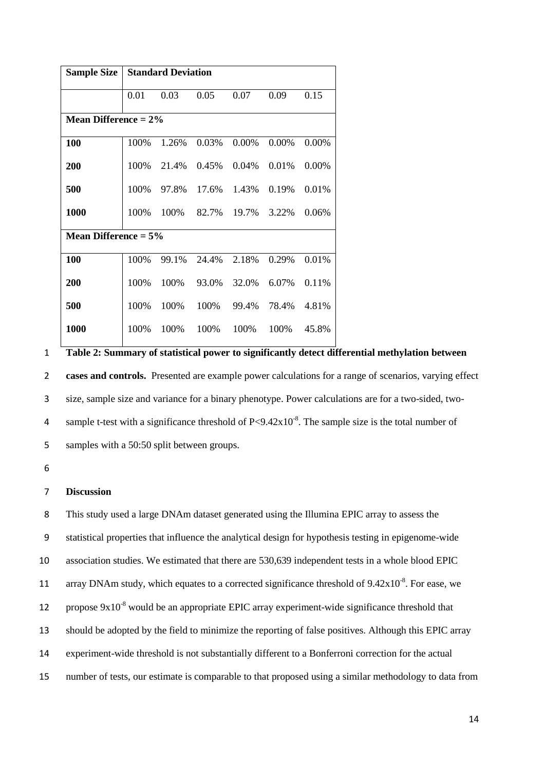| Sample Size | Standard Deviation | | | | | |
|---|---|---|---|---|---|---|
| | 0.01 | 0.03 | 0.05 | 0.07 | 0.09 | 0.15 |
| **Mean Difference = 2%** | | | | | | |
| **100** | 100% | 1.26% | 0.03% | 0.00% | 0.00% | 0.00% |
| **200** | 100% | 21.4% | 0.45% | 0.04% | 0.01% | 0.00% |
| **500** | 100% | 97.8% | 17.6% | 1.43% | 0.19% | 0.01% |
| **1000** | 100% | 100% | 82.7% | 19.7% | 3.22% | 0.06% |
| **Mean Difference = 5%** | | | | | | |
| **100** | 100% | 99.1% | 24.4% | 2.18% | 0.29% | 0.01% |
| **200** | 100% | 100% | 93.0% | 32.0% | 6.07% | 0.11% |
| **500** | 100% | 100% | 100% | 99.4% | 78.4% | 4.81% |
| **1000** | 100% | 100% | 100% | 100% | 100% | 45.8% |

**Table 2: Summary of statistical power to significantly detect differential methylation between cases and controls.** Presented are example power calculations for a range of scenarios, varying effect size, sample size and variance for a binary phenotype. Power calculations are for a two-sided, two-sample t-test with a significance threshold of $P<9.42x10^{-8}$. The sample size is the total number of samples with a 50:50 split between groups.

## Discussion

This study used a large DNAm dataset generated using the Illumina EPIC array to assess the statistical properties that influence the analytical design for hypothesis testing in epigenome-wide association studies. We estimated that there are 530,639 independent tests in a whole blood EPIC array DNAm study, which equates to a corrected significance threshold of $9.42x10^{-8}$. For ease, we propose $9x10^{-8}$ would be an appropriate EPIC array experiment-wide significance threshold that should be adopted by the field to minimize the reporting of false positives. Although this EPIC array experiment-wide threshold is not substantially different to a Bonferroni correction for the actual number of tests, our estimate is comparable to that proposed using a similar methodology to data from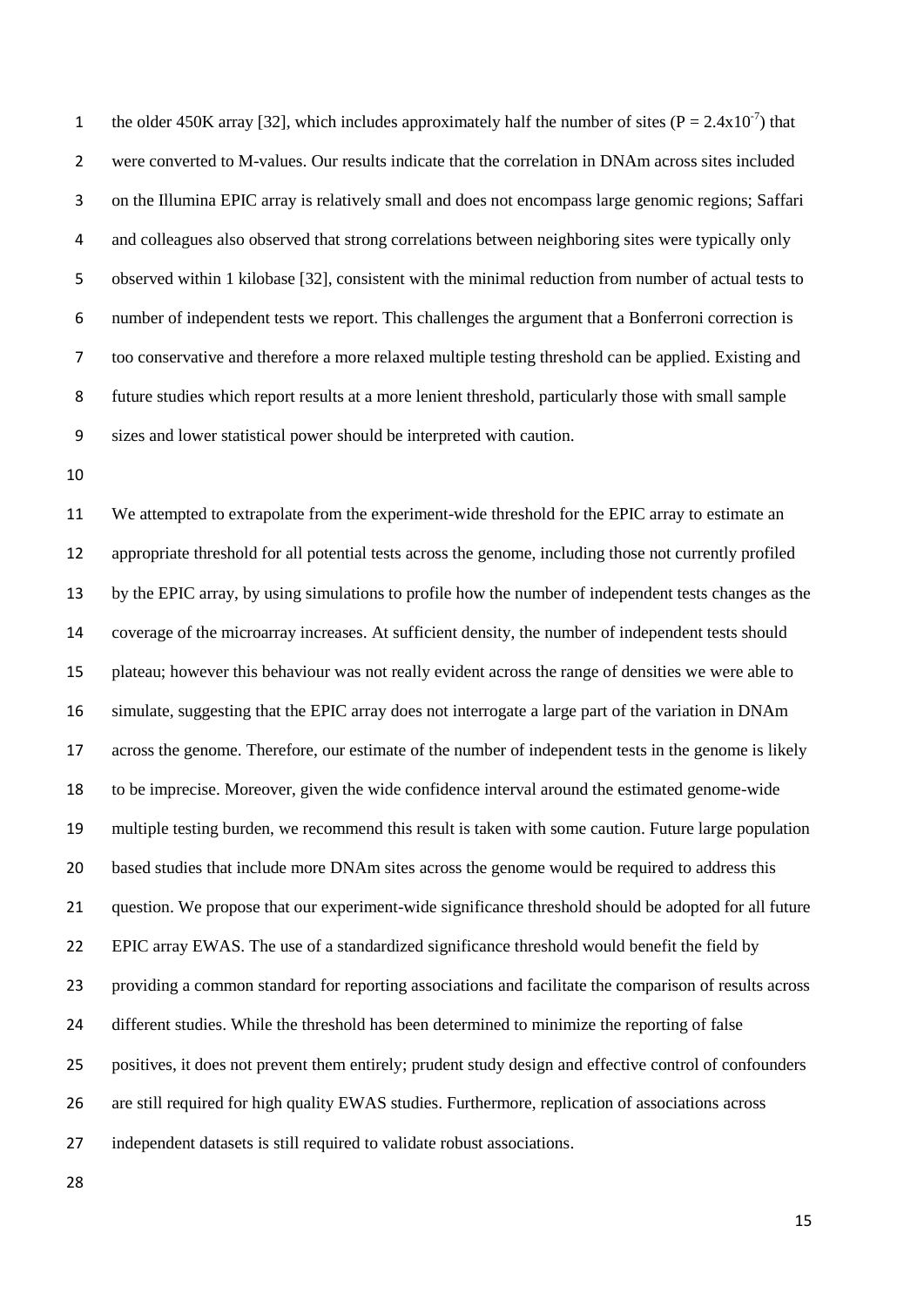the older 450K array [32], which includes approximately half the number of sites ($P = 2.4x10^{-7}$) that were converted to M-values. Our results indicate that the correlation in DNAm across sites included on the Illumina EPIC array is relatively small and does not encompass large genomic regions; Saffari and colleagues also observed that strong correlations between neighboring sites were typically only observed within 1 kilobase [32], consistent with the minimal reduction from number of actual tests to number of independent tests we report. This challenges the argument that a Bonferroni correction is too conservative and therefore a more relaxed multiple testing threshold can be applied. Existing and future studies which report results at a more lenient threshold, particularly those with small sample sizes and lower statistical power should be interpreted with caution.

We attempted to extrapolate from the experiment-wide threshold for the EPIC array to estimate an appropriate threshold for all potential tests across the genome, including those not currently profiled by the EPIC array, by using simulations to profile how the number of independent tests changes as the coverage of the microarray increases. At sufficient density, the number of independent tests should plateau; however this behaviour was not really evident across the range of densities we were able to simulate, suggesting that the EPIC array does not interrogate a large part of the variation in DNAm across the genome. Therefore, our estimate of the number of independent tests in the genome is likely to be imprecise. Moreover, given the wide confidence interval around the estimated genome-wide multiple testing burden, we recommend this result is taken with some caution. Future large population based studies that include more DNAm sites across the genome would be required to address this question. We propose that our experiment-wide significance threshold should be adopted for all future EPIC array EWAS. The use of a standardized significance threshold would benefit the field by providing a common standard for reporting associations and facilitate the comparison of results across different studies. While the threshold has been determined to minimize the reporting of false positives, it does not prevent them entirely; prudent study design and effective control of confounders are still required for high quality EWAS studies. Furthermore, replication of associations across independent datasets is still required to validate robust associations.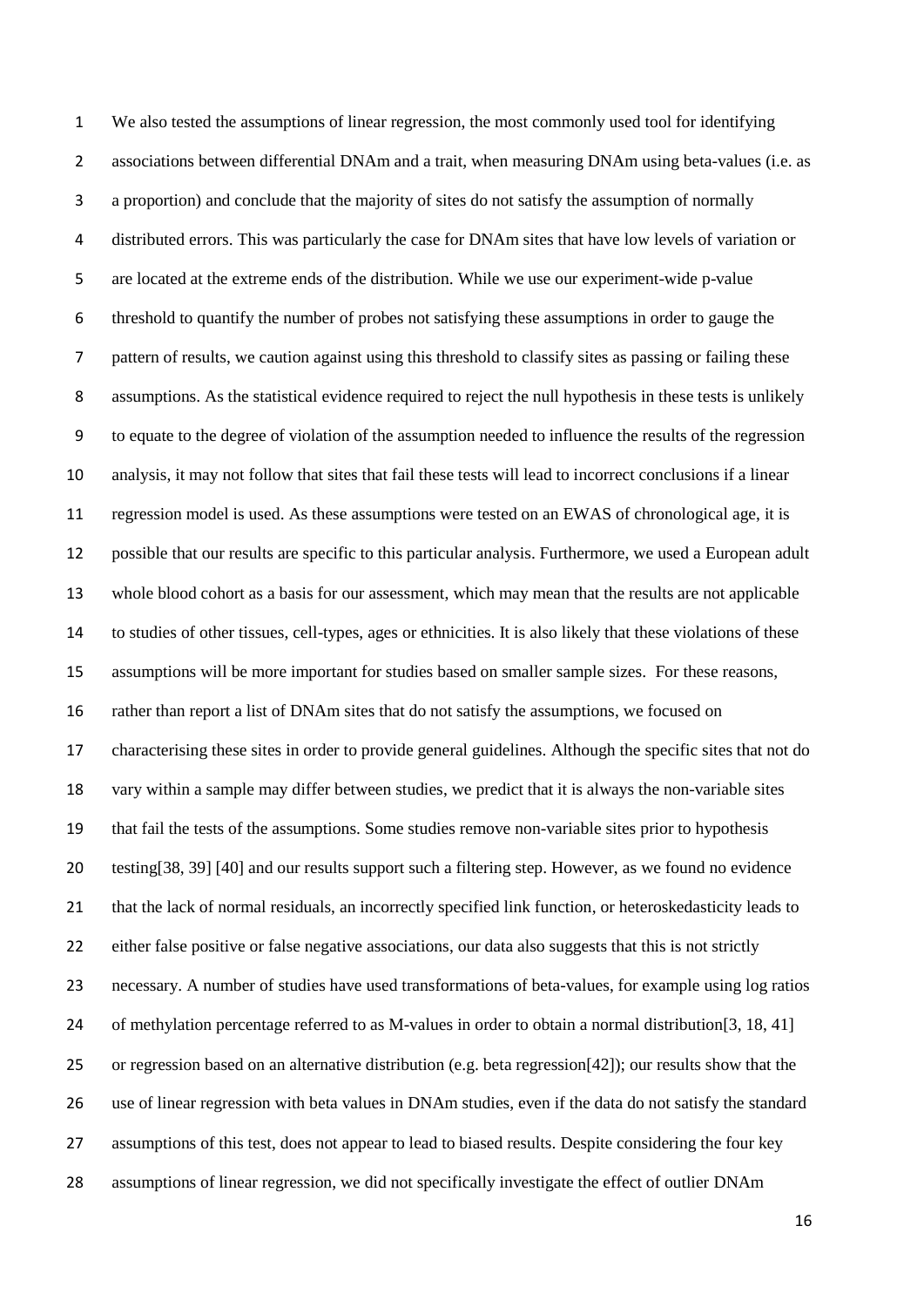We also tested the assumptions of linear regression, the most commonly used tool for identifying associations between differential DNAm and a trait, when measuring DNAm using beta-values (i.e. as a proportion) and conclude that the majority of sites do not satisfy the assumption of normally distributed errors. This was particularly the case for DNAm sites that have low levels of variation or are located at the extreme ends of the distribution. While we use our experiment-wide p-value threshold to quantify the number of probes not satisfying these assumptions in order to gauge the pattern of results, we caution against using this threshold to classify sites as passing or failing these assumptions. As the statistical evidence required to reject the null hypothesis in these tests is unlikely to equate to the degree of violation of the assumption needed to influence the results of the regression analysis, it may not follow that sites that fail these tests will lead to incorrect conclusions if a linear regression model is used. As these assumptions were tested on an EWAS of chronological age, it is possible that our results are specific to this particular analysis. Furthermore, we used a European adult whole blood cohort as a basis for our assessment, which may mean that the results are not applicable to studies of other tissues, cell-types, ages or ethnicities. It is also likely that these violations of these assumptions will be more important for studies based on smaller sample sizes. For these reasons, rather than report a list of DNAm sites that do not satisfy the assumptions, we focused on characterising these sites in order to provide general guidelines. Although the specific sites that not do vary within a sample may differ between studies, we predict that it is always the non-variable sites that fail the tests of the assumptions. Some studies remove non-variable sites prior to hypothesis testing[38, 39] [40] and our results support such a filtering step. However, as we found no evidence that the lack of normal residuals, an incorrectly specified link function, or heteroskedasticity leads to either false positive or false negative associations, our data also suggests that this is not strictly necessary. A number of studies have used transformations of beta-values, for example using log ratios of methylation percentage referred to as M-values in order to obtain a normal distribution[3, 18, 41] or regression based on an alternative distribution (e.g. beta regression[42]); our results show that the use of linear regression with beta values in DNAm studies, even if the data do not satisfy the standard assumptions of this test, does not appear to lead to biased results. Despite considering the four key assumptions of linear regression, we did not specifically investigate the effect of outlier DNAm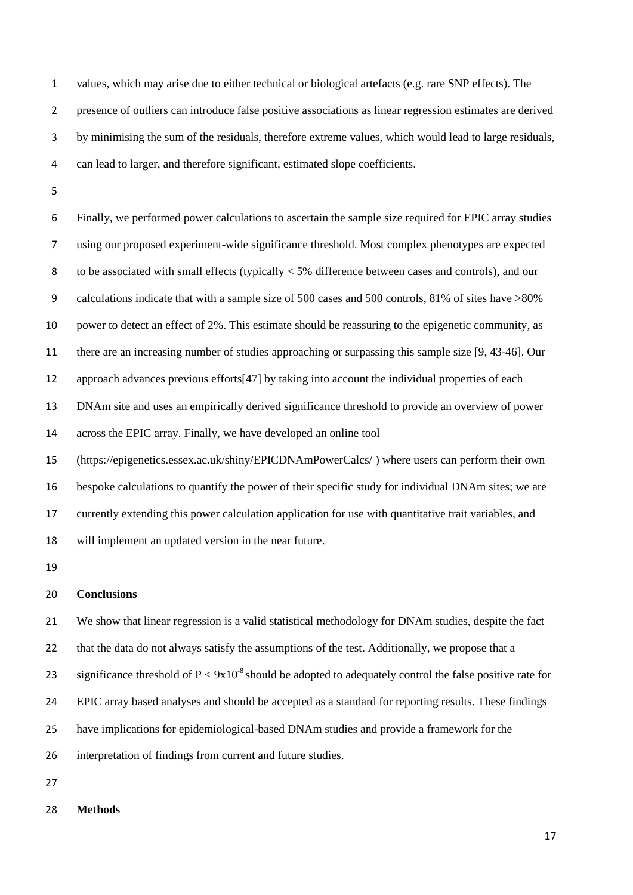values, which may arise due to either technical or biological artefacts (e.g. rare SNP effects). The presence of outliers can introduce false positive associations as linear regression estimates are derived by minimising the sum of the residuals, therefore extreme values, which would lead to large residuals, can lead to larger, and therefore significant, estimated slope coefficients.

Finally, we performed power calculations to ascertain the sample size required for EPIC array studies using our proposed experiment-wide significance threshold. Most complex phenotypes are expected to be associated with small effects (typically < 5% difference between cases and controls), and our calculations indicate that with a sample size of 500 cases and 500 controls, 81% of sites have >80% power to detect an effect of 2%. This estimate should be reassuring to the epigenetic community, as there are an increasing number of studies approaching or surpassing this sample size [9, 43-46]. Our approach advances previous efforts[47] by taking into account the individual properties of each DNAm site and uses an empirically derived significance threshold to provide an overview of power across the EPIC array. Finally, we have developed an online tool (https://epigenetics.essex.ac.uk/shiny/EPICDNAmPowerCalcs/ ) where users can perform their own bespoke calculations to quantify the power of their specific study for individual DNAm sites; we are currently extending this power calculation application for use with quantitative trait variables, and will implement an updated version in the near future.

## Conclusions

We show that linear regression is a valid statistical methodology for DNAm studies, despite the fact that the data do not always satisfy the assumptions of the test. Additionally, we propose that a significance threshold of $P < 9 \times 10^{-8}$ should be adopted to adequately control the false positive rate for EPIC array based analyses and should be accepted as a standard for reporting results. These findings have implications for epidemiological-based DNAm studies and provide a framework for the interpretation of findings from current and future studies.

## Methods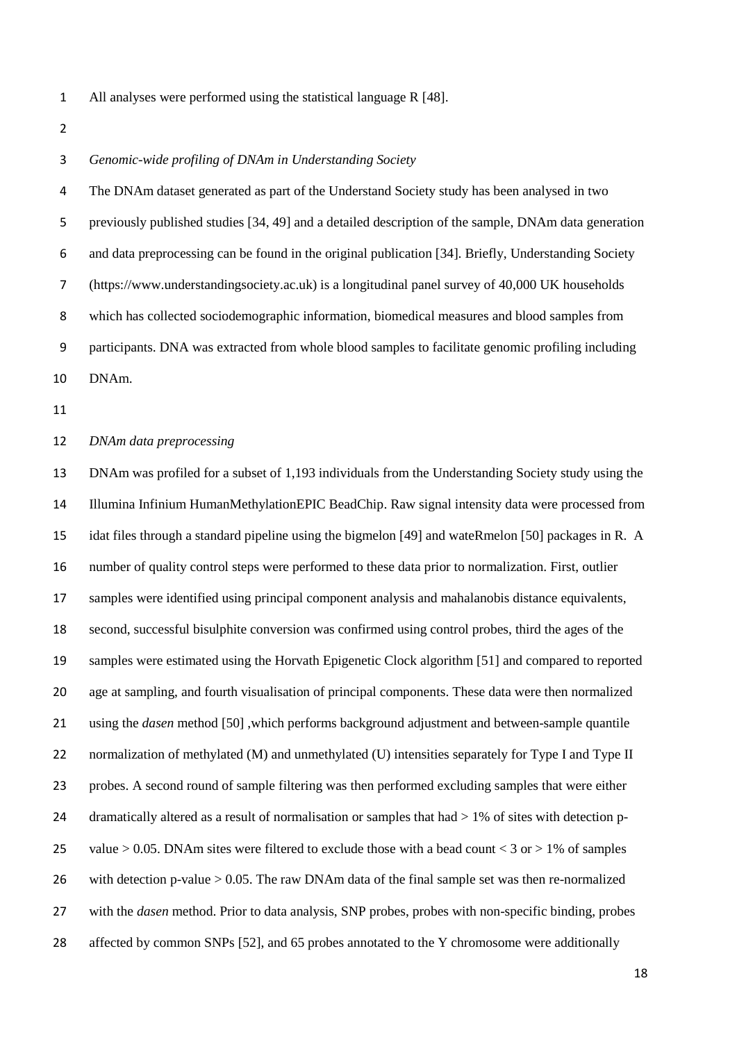All analyses were performed using the statistical language R [48].

*Genomic-wide profiling of DNAm in Understanding Society*

The DNAm dataset generated as part of the Understand Society study has been analysed in two previously published studies [34, 49] and a detailed description of the sample, DNAm data generation and data preprocessing can be found in the original publication [34]. Briefly, Understanding Society (https://www.understandingsociety.ac.uk) is a longitudinal panel survey of 40,000 UK households which has collected sociodemographic information, biomedical measures and blood samples from participants. DNA was extracted from whole blood samples to facilitate genomic profiling including DNAm.

*DNAm data preprocessing*

DNAm was profiled for a subset of 1,193 individuals from the Understanding Society study using the Illumina Infinium HumanMethylationEPIC BeadChip. Raw signal intensity data were processed from idat files through a standard pipeline using the bigmelon [49] and wateRmelon [50] packages in R. A number of quality control steps were performed to these data prior to normalization. First, outlier samples were identified using principal component analysis and mahalanobis distance equivalents, second, successful bisulphite conversion was confirmed using control probes, third the ages of the samples were estimated using the Horvath Epigenetic Clock algorithm [51] and compared to reported age at sampling, and fourth visualisation of principal components. These data were then normalized using the *dasen* method [50] ,which performs background adjustment and between-sample quantile normalization of methylated (M) and unmethylated (U) intensities separately for Type I and Type II probes. A second round of sample filtering was then performed excluding samples that were either dramatically altered as a result of normalisation or samples that had > 1% of sites with detection p-value > 0.05. DNAm sites were filtered to exclude those with a bead count < 3 or > 1% of samples with detection p-value > 0.05. The raw DNAm data of the final sample set was then re-normalized with the *dasen* method. Prior to data analysis, SNP probes, probes with non-specific binding, probes affected by common SNPs [52], and 65 probes annotated to the Y chromosome were additionally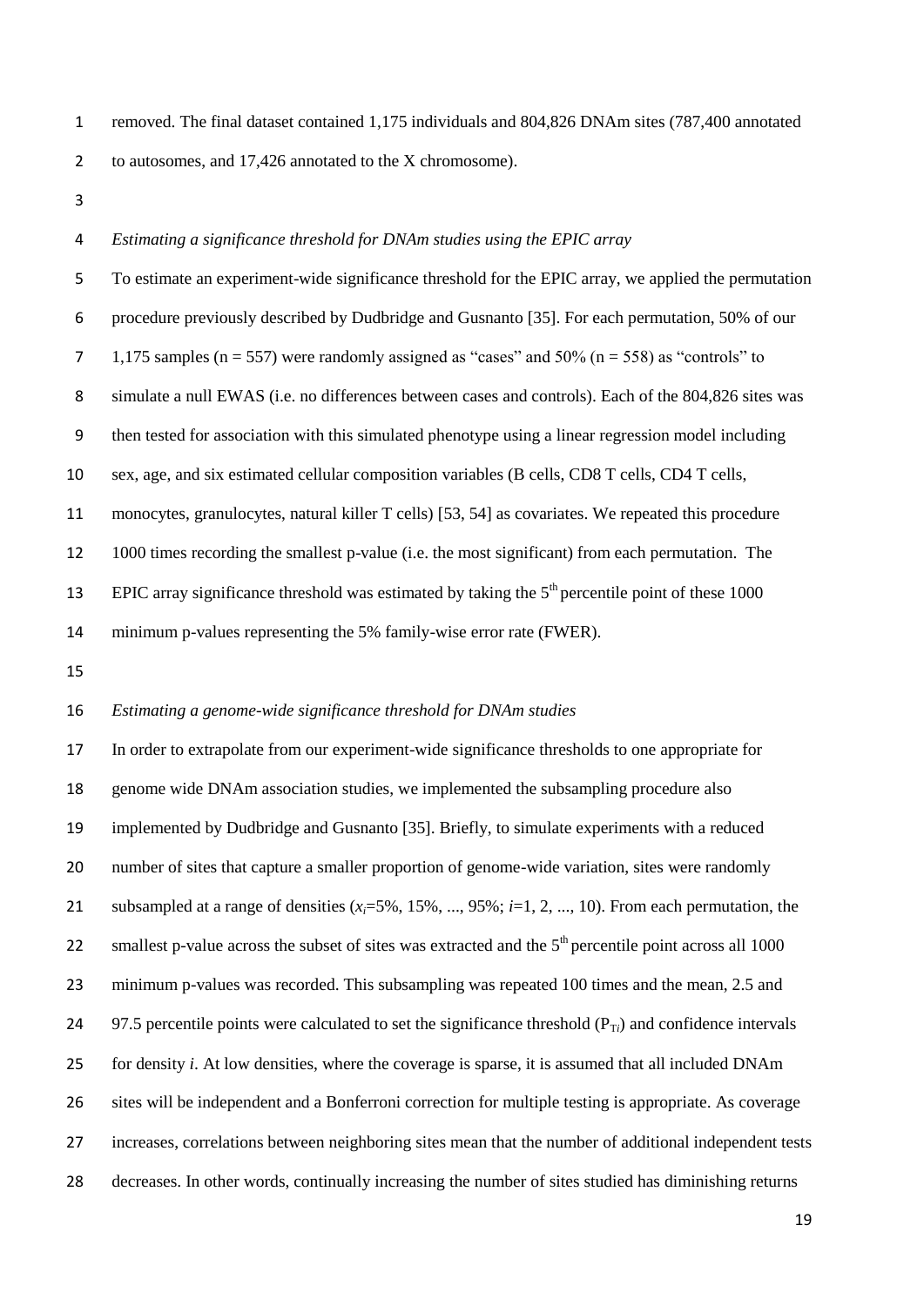removed. The final dataset contained 1,175 individuals and 804,826 DNAm sites (787,400 annotated to autosomes, and 17,426 annotated to the X chromosome).

*Estimating a significance threshold for DNAm studies using the EPIC array*

To estimate an experiment-wide significance threshold for the EPIC array, we applied the permutation procedure previously described by Dudbridge and Gusnanto [35]. For each permutation, 50% of our 1,175 samples (n = 557) were randomly assigned as "cases" and 50% (n = 558) as "controls" to simulate a null EWAS (i.e. no differences between cases and controls). Each of the 804,826 sites was then tested for association with this simulated phenotype using a linear regression model including sex, age, and six estimated cellular composition variables (B cells, CD8 T cells, CD4 T cells, monocytes, granulocytes, natural killer T cells) [53, 54] as covariates. We repeated this procedure 1000 times recording the smallest p-value (i.e. the most significant) from each permutation. The EPIC array significance threshold was estimated by taking the 5th percentile point of these 1000 minimum p-values representing the 5% family-wise error rate (FWER).

*Estimating a genome-wide significance threshold for DNAm studies*

In order to extrapolate from our experiment-wide significance thresholds to one appropriate for genome wide DNAm association studies, we implemented the subsampling procedure also implemented by Dudbridge and Gusnanto [35]. Briefly, to simulate experiments with a reduced number of sites that capture a smaller proportion of genome-wide variation, sites were randomly subsampled at a range of densities ($x_i$=5%, 15%, ..., 95%; $i$=1, 2, ..., 10). From each permutation, the smallest p-value across the subset of sites was extracted and the 5th percentile point across all 1000 minimum p-values was recorded. This subsampling was repeated 100 times and the mean, 2.5 and 97.5 percentile points were calculated to set the significance threshold ($P_{Ti}$) and confidence intervals for density $i$. At low densities, where the coverage is sparse, it is assumed that all included DNAm sites will be independent and a Bonferroni correction for multiple testing is appropriate. As coverage increases, correlations between neighboring sites mean that the number of additional independent tests decreases. In other words, continually increasing the number of sites studied has diminishing returns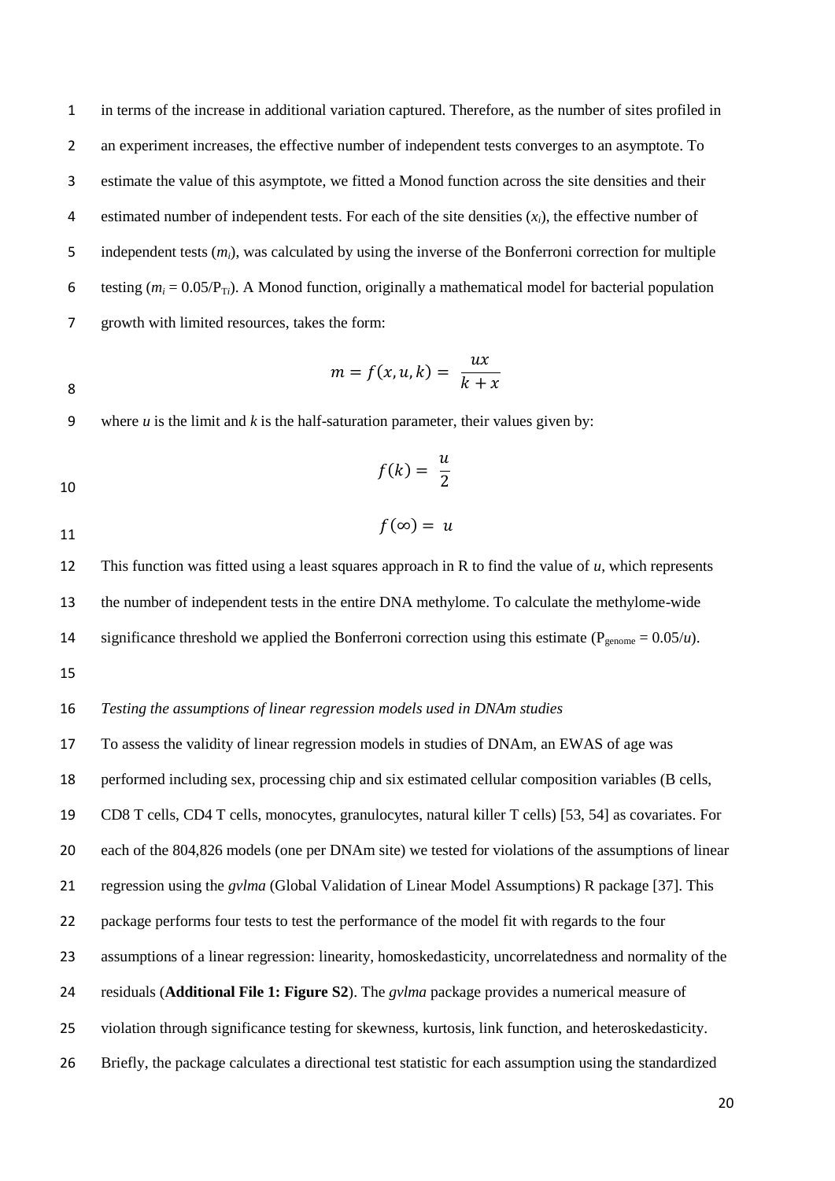in terms of the increase in additional variation captured. Therefore, as the number of sites profiled in an experiment increases, the effective number of independent tests converges to an asymptote. To estimate the value of this asymptote, we fitted a Monod function across the site densities and their estimated number of independent tests. For each of the site densities ($x_i$), the effective number of independent tests ($m_i$), was calculated by using the inverse of the Bonferroni correction for multiple testing ($m_i = 0.05/P_{Ti}$). A Monod function, originally a mathematical model for bacterial population growth with limited resources, takes the form:

$$m = f(x, u, k) = \frac{ux}{k + x}$$

where $u$ is the limit and $k$ is the half-saturation parameter, their values given by:

$$f(k) = \frac{u}{2}$$

$$f(\infty) = u$$

This function was fitted using a least squares approach in R to find the value of $u$, which represents the number of independent tests in the entire DNA methylome. To calculate the methylome-wide significance threshold we applied the Bonferroni correction using this estimate ($P_{genome} = 0.05/u$).

*Testing the assumptions of linear regression models used in DNAm studies*

To assess the validity of linear regression models in studies of DNAm, an EWAS of age was performed including sex, processing chip and six estimated cellular composition variables (B cells, CD8 T cells, CD4 T cells, monocytes, granulocytes, natural killer T cells) [53, 54] as covariates. For each of the 804,826 models (one per DNAm site) we tested for violations of the assumptions of linear regression using the *gvlma* (Global Validation of Linear Model Assumptions) R package [37]. This package performs four tests to test the performance of the model fit with regards to the four assumptions of a linear regression: linearity, homoskedasticity, uncorrelatedness and normality of the residuals (**Additional File 1: Figure S2**). The *gvlma* package provides a numerical measure of violation through significance testing for skewness, kurtosis, link function, and heteroskedasticity. Briefly, the package calculates a directional test statistic for each assumption using the standardized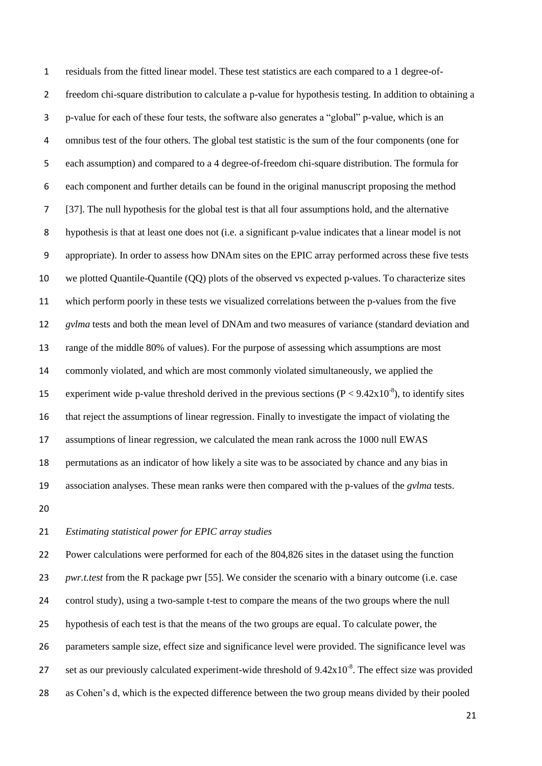residuals from the fitted linear model. These test statistics are each compared to a 1 degree-of-freedom chi-square distribution to calculate a p-value for hypothesis testing. In addition to obtaining a p-value for each of these four tests, the software also generates a "global" p-value, which is an omnibus test of the four others. The global test statistic is the sum of the four components (one for each assumption) and compared to a 4 degree-of-freedom chi-square distribution. The formula for each component and further details can be found in the original manuscript proposing the method [37]. The null hypothesis for the global test is that all four assumptions hold, and the alternative hypothesis is that at least one does not (i.e. a significant p-value indicates that a linear model is not appropriate). In order to assess how DNAm sites on the EPIC array performed across these five tests we plotted Quantile-Quantile (QQ) plots of the observed vs expected p-values. To characterize sites which perform poorly in these tests we visualized correlations between the p-values from the five *gvlma* tests and both the mean level of DNAm and two measures of variance (standard deviation and range of the middle 80% of values). For the purpose of assessing which assumptions are most commonly violated, and which are most commonly violated simultaneously, we applied the experiment wide p-value threshold derived in the previous sections ($P < 9.42 \times 10^{-8}$), to identify sites that reject the assumptions of linear regression. Finally to investigate the impact of violating the assumptions of linear regression, we calculated the mean rank across the 1000 null EWAS permutations as an indicator of how likely a site was to be associated by chance and any bias in association analyses. These mean ranks were then compared with the p-values of the *gvlma* tests.

*Estimating statistical power for EPIC array studies*

Power calculations were performed for each of the 804,826 sites in the dataset using the function *pwr.t.test* from the R package pwr [55]. We consider the scenario with a binary outcome (i.e. case control study), using a two-sample t-test to compare the means of the two groups where the null hypothesis of each test is that the means of the two groups are equal. To calculate power, the parameters sample size, effect size and significance level were provided. The significance level was set as our previously calculated experiment-wide threshold of $9.42 \times 10^{-8}$. The effect size was provided as Cohen's d, which is the expected difference between the two group means divided by their pooled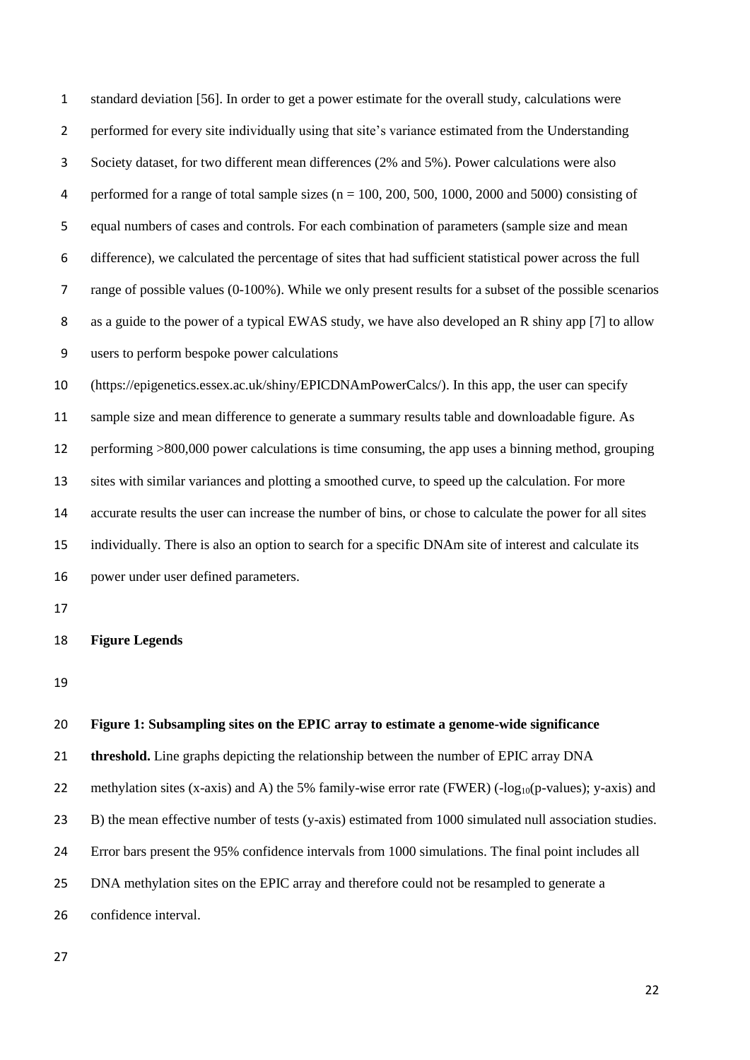standard deviation [56]. In order to get a power estimate for the overall study, calculations were performed for every site individually using that site's variance estimated from the Understanding Society dataset, for two different mean differences (2% and 5%). Power calculations were also performed for a range of total sample sizes (n = 100, 200, 500, 1000, 2000 and 5000) consisting of equal numbers of cases and controls. For each combination of parameters (sample size and mean difference), we calculated the percentage of sites that had sufficient statistical power across the full range of possible values (0-100%). While we only present results for a subset of the possible scenarios as a guide to the power of a typical EWAS study, we have also developed an R shiny app [7] to allow users to perform bespoke power calculations (https://epigenetics.essex.ac.uk/shiny/EPICDNAmPowerCalcs/). In this app, the user can specify sample size and mean difference to generate a summary results table and downloadable figure. As performing >800,000 power calculations is time consuming, the app uses a binning method, grouping sites with similar variances and plotting a smoothed curve, to speed up the calculation. For more accurate results the user can increase the number of bins, or chose to calculate the power for all sites individually. There is also an option to search for a specific DNAm site of interest and calculate its power under user defined parameters.

## Figure Legends

**Figure 1: Subsampling sites on the EPIC array to estimate a genome-wide significance threshold.** Line graphs depicting the relationship between the number of EPIC array DNA methylation sites (x-axis) and A) the 5% family-wise error rate (FWER) ($-\log_{10}$(p-values); y-axis) and B) the mean effective number of tests (y-axis) estimated from 1000 simulated null association studies. Error bars present the 95% confidence intervals from 1000 simulations. The final point includes all DNA methylation sites on the EPIC array and therefore could not be resampled to generate a confidence interval.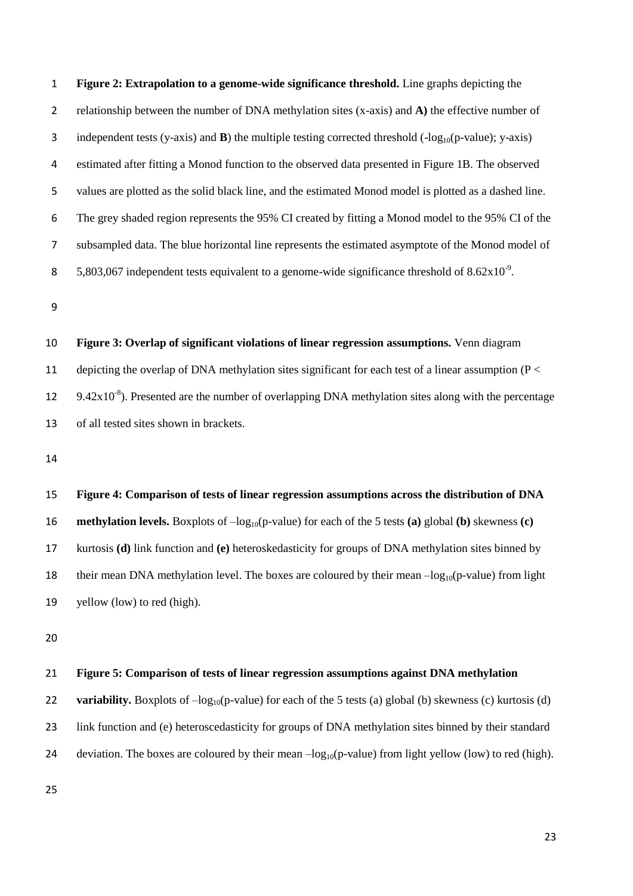**Figure 2: Extrapolation to a genome-wide significance threshold.** Line graphs depicting the relationship between the number of DNA methylation sites (x-axis) and **A)** the effective number of independent tests (y-axis) and **B**) the multiple testing corrected threshold ($-\log_{10}$(p-value); y-axis) estimated after fitting a Monod function to the observed data presented in Figure 1B. The observed values are plotted as the solid black line, and the estimated Monod model is plotted as a dashed line. The grey shaded region represents the 95% CI created by fitting a Monod model to the 95% CI of the subsampled data. The blue horizontal line represents the estimated asymptote of the Monod model of 5,803,067 independent tests equivalent to a genome-wide significance threshold of $8.62 \times 10^{-9}$.

**Figure 3: Overlap of significant violations of linear regression assumptions.** Venn diagram depicting the overlap of DNA methylation sites significant for each test of a linear assumption ($P < 9.42 \times 10^{-8}$). Presented are the number of overlapping DNA methylation sites along with the percentage of all tested sites shown in brackets.

**Figure 4: Comparison of tests of linear regression assumptions across the distribution of DNA methylation levels.** Boxplots of $-\log_{10}$(p-value) for each of the 5 tests **(a)** global **(b)** skewness **(c)** kurtosis **(d)** link function and **(e)** heteroskedasticity for groups of DNA methylation sites binned by their mean DNA methylation level. The boxes are coloured by their mean $-\log_{10}$(p-value) from light yellow (low) to red (high).

**Figure 5: Comparison of tests of linear regression assumptions against DNA methylation variability.** Boxplots of $-\log_{10}$(p-value) for each of the 5 tests (a) global (b) skewness (c) kurtosis (d) link function and (e) heteroscedasticity for groups of DNA methylation sites binned by their standard deviation. The boxes are coloured by their mean $-\log_{10}$(p-value) from light yellow (low) to red (high).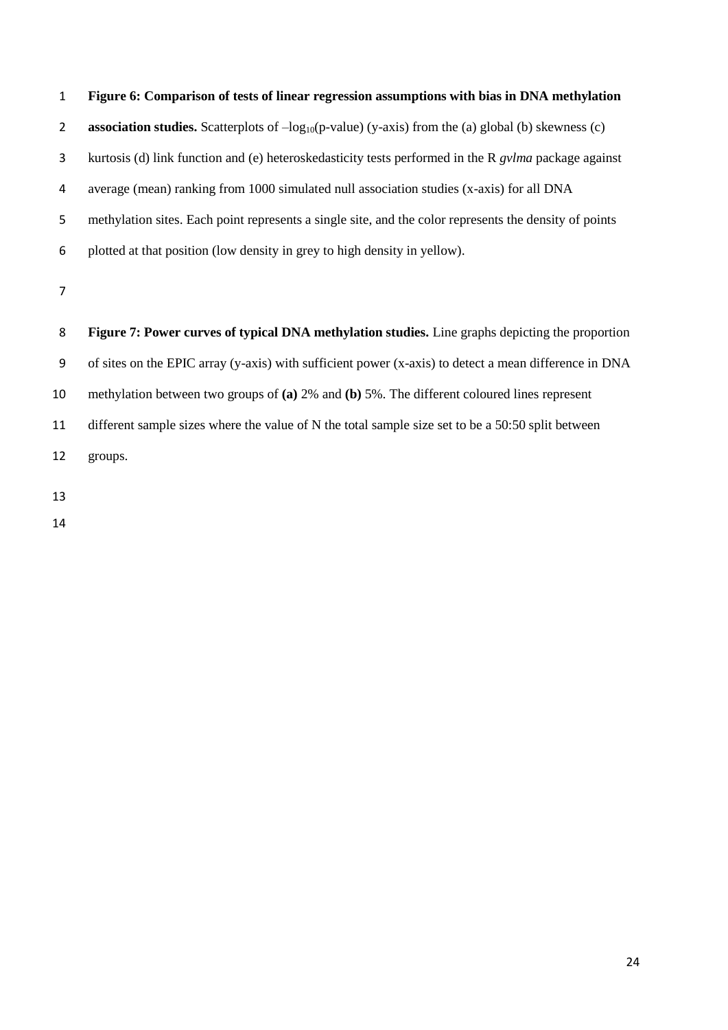**Figure 6: Comparison of tests of linear regression assumptions with bias in DNA methylation association studies.** Scatterplots of $-\log_{10}$(p-value) (y-axis) from the (a) global (b) skewness (c) kurtosis (d) link function and (e) heteroskedasticity tests performed in the R *gvlma* package against average (mean) ranking from 1000 simulated null association studies (x-axis) for all DNA methylation sites. Each point represents a single site, and the color represents the density of points plotted at that position (low density in grey to high density in yellow).

**Figure 7: Power curves of typical DNA methylation studies.** Line graphs depicting the proportion of sites on the EPIC array (y-axis) with sufficient power (x-axis) to detect a mean difference in DNA methylation between two groups of **(a)** 2% and **(b)** 5%. The different coloured lines represent different sample sizes where the value of N the total sample size set to be a 50:50 split between groups.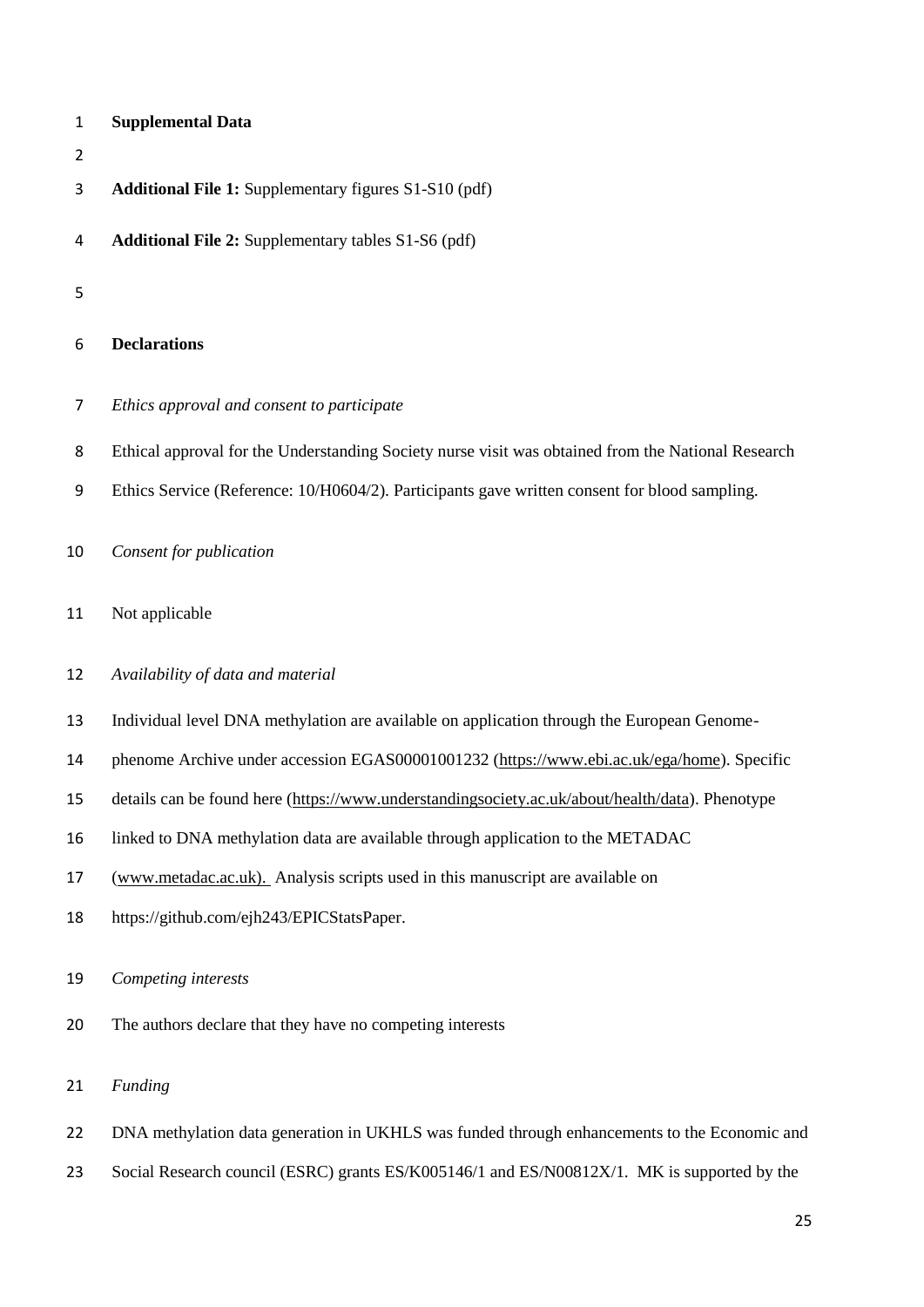**Supplemental Data**

**Additional File 1:** Supplementary figures S1-S10 (pdf)

**Additional File 2:** Supplementary tables S1-S6 (pdf)

**Declarations**

*Ethics approval and consent to participate*

Ethical approval for the Understanding Society nurse visit was obtained from the National Research Ethics Service (Reference: 10/H0604/2). Participants gave written consent for blood sampling.

*Consent for publication*

Not applicable

*Availability of data and material*

Individual level DNA methylation are available on application through the European Genome-phenome Archive under accession EGAS00001001232 (https://www.ebi.ac.uk/ega/home). Specific details can be found here (https://www.understandingsociety.ac.uk/about/health/data). Phenotype linked to DNA methylation data are available through application to the METADAC (www.metadac.ac.uk). Analysis scripts used in this manuscript are available on https://github.com/ejh243/EPICStatsPaper.

*Competing interests*

The authors declare that they have no competing interests

*Funding*

DNA methylation data generation in UKHLS was funded through enhancements to the Economic and Social Research council (ESRC) grants ES/K005146/1 and ES/N00812X/1. MK is supported by the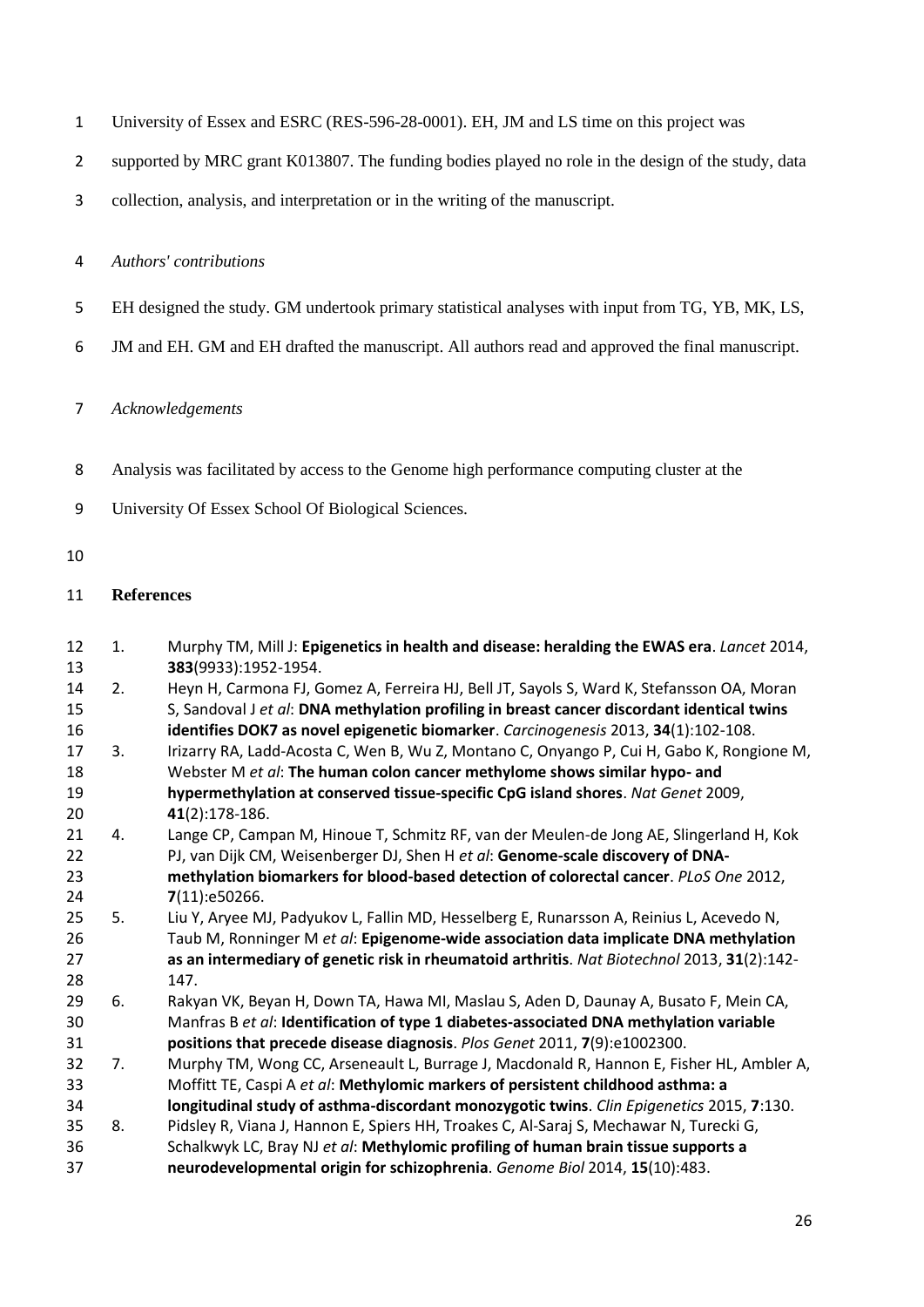University of Essex and ESRC (RES-596-28-0001). EH, JM and LS time on this project was supported by MRC grant K013807. The funding bodies played no role in the design of the study, data collection, analysis, and interpretation or in the writing of the manuscript.

*Authors' contributions*

EH designed the study. GM undertook primary statistical analyses with input from TG, YB, MK, LS, JM and EH. GM and EH drafted the manuscript. All authors read and approved the final manuscript.

*Acknowledgements*

Analysis was facilitated by access to the Genome high performance computing cluster at the University Of Essex School Of Biological Sciences.

**References**

1. Murphy TM, Mill J: **Epigenetics in health and disease: heralding the EWAS era**. *Lancet* 2014, **383**(9933):1952-1954.
2. Heyn H, Carmona FJ, Gomez A, Ferreira HJ, Bell JT, Sayols S, Ward K, Stefansson OA, Moran S, Sandoval J *et al*: **DNA methylation profiling in breast cancer discordant identical twins identifies DOK7 as novel epigenetic biomarker**. *Carcinogenesis* 2013, **34**(1):102-108.
3. Irizarry RA, Ladd-Acosta C, Wen B, Wu Z, Montano C, Onyango P, Cui H, Gabo K, Rongione M, Webster M *et al*: **The human colon cancer methylome shows similar hypo- and hypermethylation at conserved tissue-specific CpG island shores**. *Nat Genet* 2009, **41**(2):178-186.
4. Lange CP, Campan M, Hinoue T, Schmitz RF, van der Meulen-de Jong AE, Slingerland H, Kok PJ, van Dijk CM, Weisenberger DJ, Shen H *et al*: **Genome-scale discovery of DNA-methylation biomarkers for blood-based detection of colorectal cancer**. *PLoS One* 2012, **7**(11):e50266.
5. Liu Y, Aryee MJ, Padyukov L, Fallin MD, Hesselberg E, Runarsson A, Reinius L, Acevedo N, Taub M, Ronninger M *et al*: **Epigenome-wide association data implicate DNA methylation as an intermediary of genetic risk in rheumatoid arthritis**. *Nat Biotechnol* 2013, **31**(2):142-147.
6. Rakyan VK, Beyan H, Down TA, Hawa MI, Maslau S, Aden D, Daunay A, Busato F, Mein CA, Manfras B *et al*: **Identification of type 1 diabetes-associated DNA methylation variable positions that precede disease diagnosis**. *Plos Genet* 2011, **7**(9):e1002300.
7. Murphy TM, Wong CC, Arseneault L, Burrage J, Macdonald R, Hannon E, Fisher HL, Ambler A, Moffitt TE, Caspi A *et al*: **Methylomic markers of persistent childhood asthma: a longitudinal study of asthma-discordant monozygotic twins**. *Clin Epigenetics* 2015, **7**:130.
8. Pidsley R, Viana J, Hannon E, Spiers HH, Troakes C, Al-Saraj S, Mechawar N, Turecki G, Schalkwyk LC, Bray NJ *et al*: **Methylomic profiling of human brain tissue supports a neurodevelopmental origin for schizophrenia**. *Genome Biol* 2014, **15**(10):483.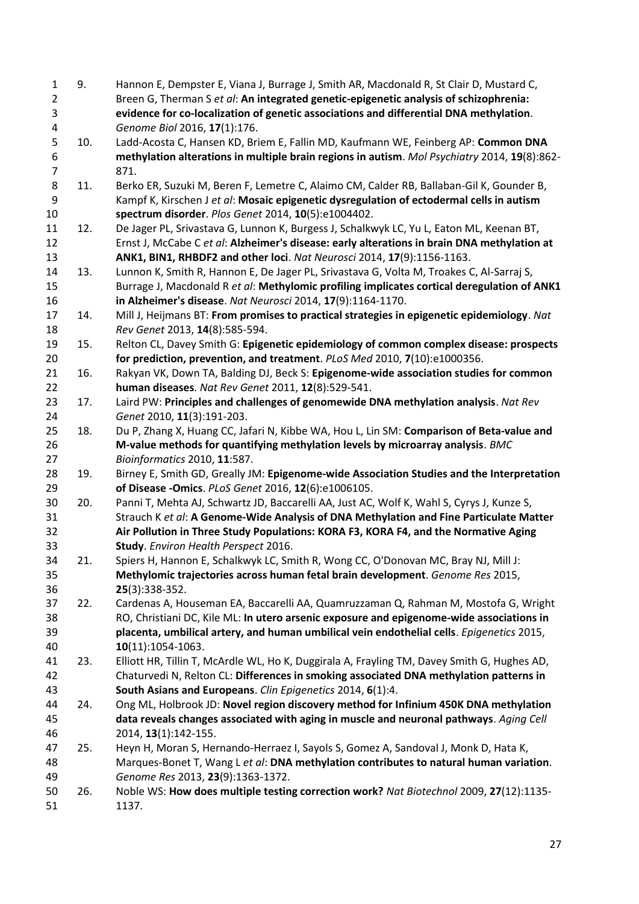9. Hannon E, Dempster E, Viana J, Burrage J, Smith AR, Macdonald R, St Clair D, Mustard C, Breen G, Therman S *et al*: **An integrated genetic-epigenetic analysis of schizophrenia: evidence for co-localization of genetic associations and differential DNA methylation**. *Genome Biol* 2016, **17**(1):176.
10. Ladd-Acosta C, Hansen KD, Briem E, Fallin MD, Kaufmann WE, Feinberg AP: **Common DNA methylation alterations in multiple brain regions in autism**. *Mol Psychiatry* 2014, **19**(8):862-871.
11. Berko ER, Suzuki M, Beren F, Lemetre C, Alaimo CM, Calder RB, Ballaban-Gil K, Gounder B, Kampf K, Kirschen J *et al*: **Mosaic epigenetic dysregulation of ectodermal cells in autism spectrum disorder**. *Plos Genet* 2014, **10**(5):e1004402.
12. De Jager PL, Srivastava G, Lunnon K, Burgess J, Schalkwyk LC, Yu L, Eaton ML, Keenan BT, Ernst J, McCabe C *et al*: **Alzheimer's disease: early alterations in brain DNA methylation at ANK1, BIN1, RHBDF2 and other loci**. *Nat Neurosci* 2014, **17**(9):1156-1163.
13. Lunnon K, Smith R, Hannon E, De Jager PL, Srivastava G, Volta M, Troakes C, Al-Sarraj S, Burrage J, Macdonald R *et al*: **Methylomic profiling implicates cortical deregulation of ANK1 in Alzheimer's disease**. *Nat Neurosci* 2014, **17**(9):1164-1170.
14. Mill J, Heijmans BT: **From promises to practical strategies in epigenetic epidemiology**. *Nat Rev Genet* 2013, **14**(8):585-594.
15. Relton CL, Davey Smith G: **Epigenetic epidemiology of common complex disease: prospects for prediction, prevention, and treatment**. *PLoS Med* 2010, **7**(10):e1000356.
16. Rakyan VK, Down TA, Balding DJ, Beck S: **Epigenome-wide association studies for common human diseases**. *Nat Rev Genet* 2011, **12**(8):529-541.
17. Laird PW: **Principles and challenges of genomewide DNA methylation analysis**. *Nat Rev Genet* 2010, **11**(3):191-203.
18. Du P, Zhang X, Huang CC, Jafari N, Kibbe WA, Hou L, Lin SM: **Comparison of Beta-value and M-value methods for quantifying methylation levels by microarray analysis**. *BMC Bioinformatics* 2010, **11**:587.
19. Birney E, Smith GD, Greally JM: **Epigenome-wide Association Studies and the Interpretation of Disease -Omics**. *PLoS Genet* 2016, **12**(6):e1006105.
20. Panni T, Mehta AJ, Schwartz JD, Baccarelli AA, Just AC, Wolf K, Wahl S, Cyrys J, Kunze S, Strauch K *et al*: **A Genome-Wide Analysis of DNA Methylation and Fine Particulate Matter Air Pollution in Three Study Populations: KORA F3, KORA F4, and the Normative Aging Study**. *Environ Health Perspect* 2016.
21. Spiers H, Hannon E, Schalkwyk LC, Smith R, Wong CC, O'Donovan MC, Bray NJ, Mill J: **Methylomic trajectories across human fetal brain development**. *Genome Res* 2015, **25**(3):338-352.
22. Cardenas A, Houseman EA, Baccarelli AA, Quamruzzaman Q, Rahman M, Mostofa G, Wright RO, Christiani DC, Kile ML: **In utero arsenic exposure and epigenome-wide associations in placenta, umbilical artery, and human umbilical vein endothelial cells**. *Epigenetics* 2015, **10**(11):1054-1063.
23. Elliott HR, Tillin T, McArdle WL, Ho K, Duggirala A, Frayling TM, Davey Smith G, Hughes AD, Chaturvedi N, Relton CL: **Differences in smoking associated DNA methylation patterns in South Asians and Europeans**. *Clin Epigenetics* 2014, **6**(1):4.
24. Ong ML, Holbrook JD: **Novel region discovery method for Infinium 450K DNA methylation data reveals changes associated with aging in muscle and neuronal pathways**. *Aging Cell* 2014, **13**(1):142-155.
25. Heyn H, Moran S, Hernando-Herraez I, Sayols S, Gomez A, Sandoval J, Monk D, Hata K, Marques-Bonet T, Wang L *et al*: **DNA methylation contributes to natural human variation**. *Genome Res* 2013, **23**(9):1363-1372.
26. Noble WS: **How does multiple testing correction work?** *Nat Biotechnol* 2009, **27**(12):1135-1137.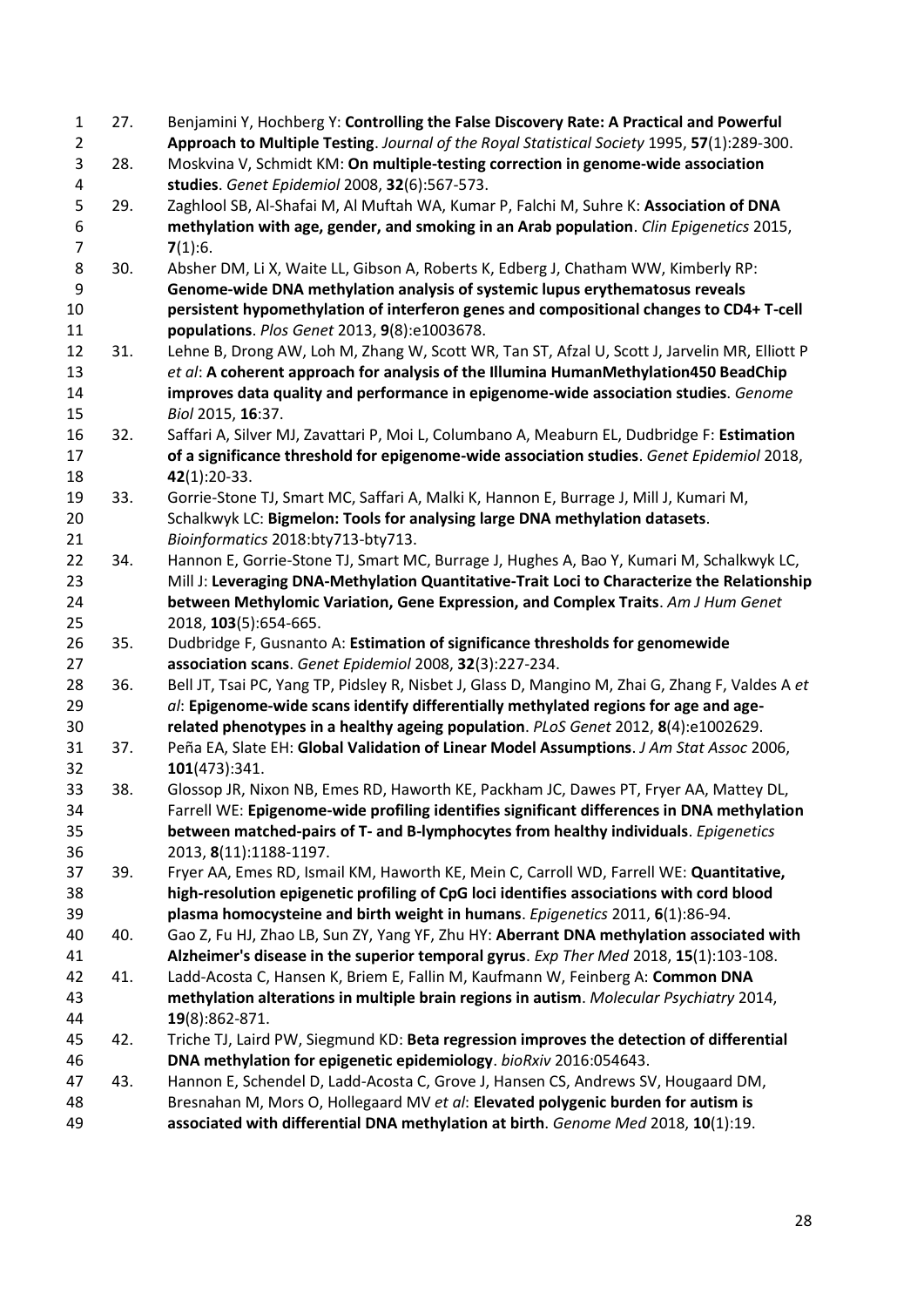27. Benjamini Y, Hochberg Y: **Controlling the False Discovery Rate: A Practical and Powerful Approach to Multiple Testing**. *Journal of the Royal Statistical Society* 1995, **57**(1):289-300.
28. Moskvina V, Schmidt KM: **On multiple-testing correction in genome-wide association studies**. *Genet Epidemiol* 2008, **32**(6):567-573.
29. Zaghlool SB, Al-Shafai M, Al Muftah WA, Kumar P, Falchi M, Suhre K: **Association of DNA methylation with age, gender, and smoking in an Arab population**. *Clin Epigenetics* 2015, **7**(1):6.
30. Absher DM, Li X, Waite LL, Gibson A, Roberts K, Edberg J, Chatham WW, Kimberly RP: **Genome-wide DNA methylation analysis of systemic lupus erythematosus reveals persistent hypomethylation of interferon genes and compositional changes to CD4+ T-cell populations**. *Plos Genet* 2013, **9**(8):e1003678.
31. Lehne B, Drong AW, Loh M, Zhang W, Scott WR, Tan ST, Afzal U, Scott J, Jarvelin MR, Elliott P *et al*: **A coherent approach for analysis of the Illumina HumanMethylation450 BeadChip improves data quality and performance in epigenome-wide association studies**. *Genome Biol* 2015, **16**:37.
32. Saffari A, Silver MJ, Zavattari P, Moi L, Columbano A, Meaburn EL, Dudbridge F: **Estimation of a significance threshold for epigenome-wide association studies**. *Genet Epidemiol* 2018, **42**(1):20-33.
33. Gorrie-Stone TJ, Smart MC, Saffari A, Malki K, Hannon E, Burrage J, Mill J, Kumari M, Schalkwyk LC: **Bigmelon: Tools for analysing large DNA methylation datasets**. *Bioinformatics* 2018:bty713-bty713.
34. Hannon E, Gorrie-Stone TJ, Smart MC, Burrage J, Hughes A, Bao Y, Kumari M, Schalkwyk LC, Mill J: **Leveraging DNA-Methylation Quantitative-Trait Loci to Characterize the Relationship between Methylomic Variation, Gene Expression, and Complex Traits**. *Am J Hum Genet* 2018, **103**(5):654-665.
35. Dudbridge F, Gusnanto A: **Estimation of significance thresholds for genomewide association scans**. *Genet Epidemiol* 2008, **32**(3):227-234.
36. Bell JT, Tsai PC, Yang TP, Pidsley R, Nisbet J, Glass D, Mangino M, Zhai G, Zhang F, Valdes A *et al*: **Epigenome-wide scans identify differentially methylated regions for age and age-related phenotypes in a healthy ageing population**. *PLoS Genet* 2012, **8**(4):e1002629.
37. Peña EA, Slate EH: **Global Validation of Linear Model Assumptions**. *J Am Stat Assoc* 2006, **101**(473):341.
38. Glossop JR, Nixon NB, Emes RD, Haworth KE, Packham JC, Dawes PT, Fryer AA, Mattey DL, Farrell WE: **Epigenome-wide profiling identifies significant differences in DNA methylation between matched-pairs of T- and B-lymphocytes from healthy individuals**. *Epigenetics* 2013, **8**(11):1188-1197.
39. Fryer AA, Emes RD, Ismail KM, Haworth KE, Mein C, Carroll WD, Farrell WE: **Quantitative, high-resolution epigenetic profiling of CpG loci identifies associations with cord blood plasma homocysteine and birth weight in humans**. *Epigenetics* 2011, **6**(1):86-94.
40. Gao Z, Fu HJ, Zhao LB, Sun ZY, Yang YF, Zhu HY: **Aberrant DNA methylation associated with Alzheimer's disease in the superior temporal gyrus**. *Exp Ther Med* 2018, **15**(1):103-108.
41. Ladd-Acosta C, Hansen K, Briem E, Fallin M, Kaufmann W, Feinberg A: **Common DNA methylation alterations in multiple brain regions in autism**. *Molecular Psychiatry* 2014, **19**(8):862-871.
42. Triche TJ, Laird PW, Siegmund KD: **Beta regression improves the detection of differential DNA methylation for epigenetic epidemiology**. *bioRxiv* 2016:054643.
43. Hannon E, Schendel D, Ladd-Acosta C, Grove J, Hansen CS, Andrews SV, Hougaard DM, Bresnahan M, Mors O, Hollegaard MV *et al*: **Elevated polygenic burden for autism is associated with differential DNA methylation at birth**. *Genome Med* 2018, **10**(1):19.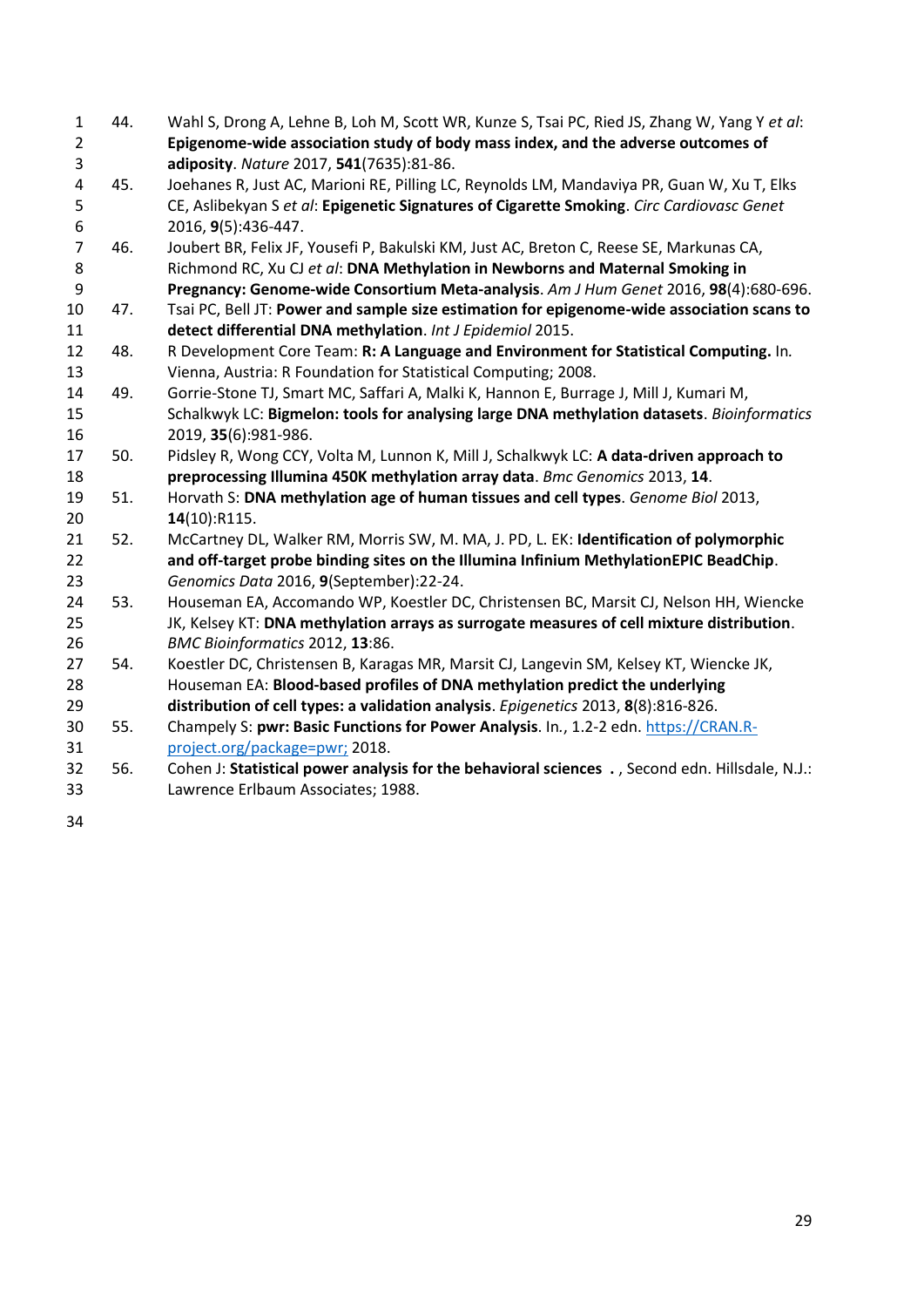44. Wahl S, Drong A, Lehne B, Loh M, Scott WR, Kunze S, Tsai PC, Ried JS, Zhang W, Yang Y *et al*: **Epigenome-wide association study of body mass index, and the adverse outcomes of adiposity**. *Nature* 2017, **541**(7635):81-86.
45. Joehanes R, Just AC, Marioni RE, Pilling LC, Reynolds LM, Mandaviya PR, Guan W, Xu T, Elks CE, Aslibekyan S *et al*: **Epigenetic Signatures of Cigarette Smoking**. *Circ Cardiovasc Genet* 2016, **9**(5):436-447.
46. Joubert BR, Felix JF, Yousefi P, Bakulski KM, Just AC, Breton C, Reese SE, Markunas CA, Richmond RC, Xu CJ *et al*: **DNA Methylation in Newborns and Maternal Smoking in Pregnancy: Genome-wide Consortium Meta-analysis**. *Am J Hum Genet* 2016, **98**(4):680-696.
47. Tsai PC, Bell JT: **Power and sample size estimation for epigenome-wide association scans to detect differential DNA methylation**. *Int J Epidemiol* 2015.
48. R Development Core Team: **R: A Language and Environment for Statistical Computing.** In*.* Vienna, Austria: R Foundation for Statistical Computing; 2008.
49. Gorrie-Stone TJ, Smart MC, Saffari A, Malki K, Hannon E, Burrage J, Mill J, Kumari M, Schalkwyk LC: **Bigmelon: tools for analysing large DNA methylation datasets**. *Bioinformatics* 2019, **35**(6):981-986.
50. Pidsley R, Wong CCY, Volta M, Lunnon K, Mill J, Schalkwyk LC: **A data-driven approach to preprocessing Illumina 450K methylation array data**. *Bmc Genomics* 2013, **14**.
51. Horvath S: **DNA methylation age of human tissues and cell types**. *Genome Biol* 2013, **14**(10):R115.
52. McCartney DL, Walker RM, Morris SW, M. MA, J. PD, L. EK: **Identification of polymorphic and off-target probe binding sites on the Illumina Infinium MethylationEPIC BeadChip**. *Genomics Data* 2016, **9**(September):22-24.
53. Houseman EA, Accomando WP, Koestler DC, Christensen BC, Marsit CJ, Nelson HH, Wiencke JK, Kelsey KT: **DNA methylation arrays as surrogate measures of cell mixture distribution**. *BMC Bioinformatics* 2012, **13**:86.
54. Koestler DC, Christensen B, Karagas MR, Marsit CJ, Langevin SM, Kelsey KT, Wiencke JK, Houseman EA: **Blood-based profiles of DNA methylation predict the underlying distribution of cell types: a validation analysis**. *Epigenetics* 2013, **8**(8):816-826.
55. Champely S: **pwr: Basic Functions for Power Analysis**. In*.*, 1.2-2 edn. https://CRAN.R-project.org/package=pwr; 2018.
56. Cohen J: **Statistical power analysis for the behavioral sciences .** , Second edn. Hillsdale, N.J.: Lawrence Erlbaum Associates; 1988.